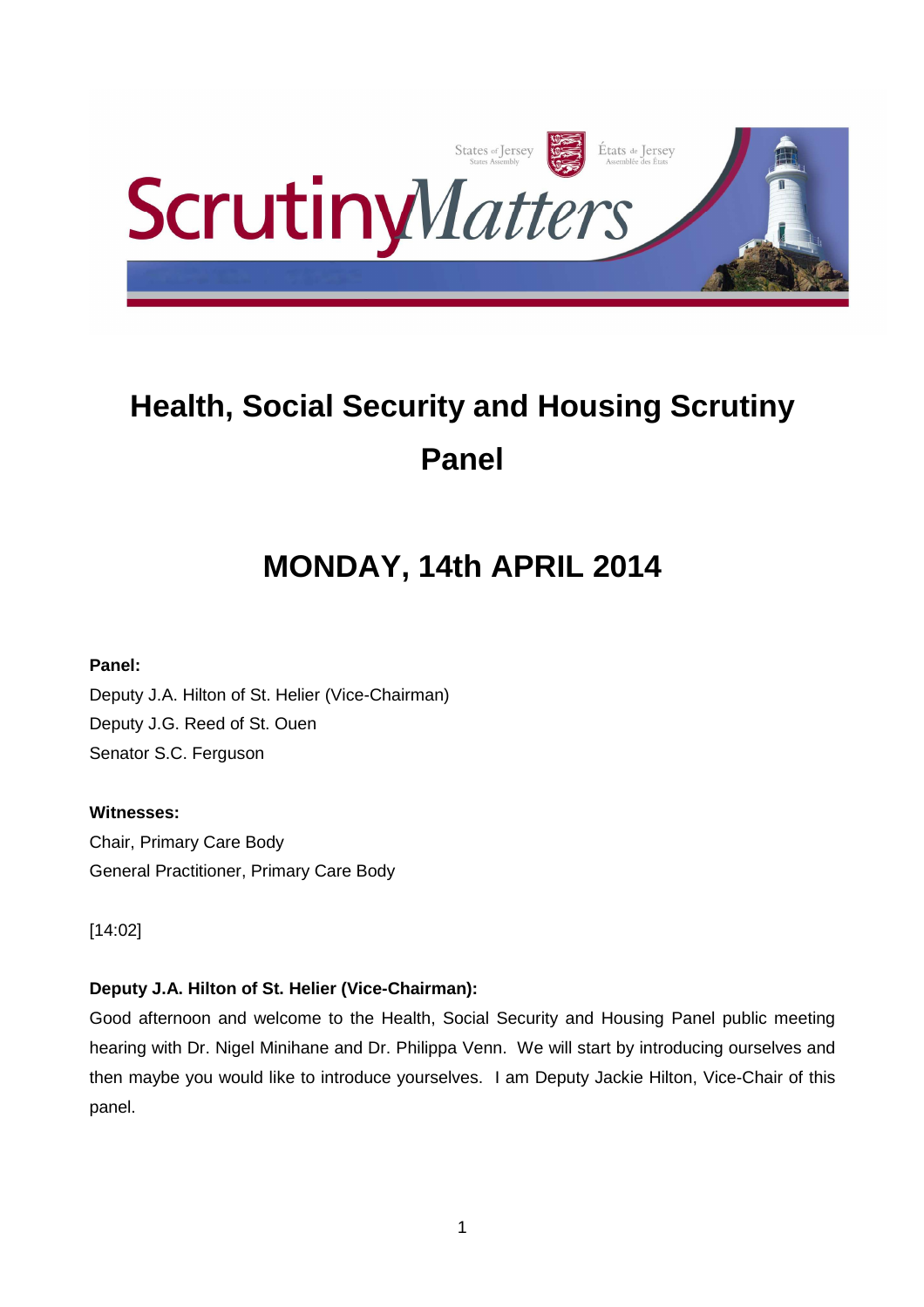# Health, Social Security and Housing Scrutiny Panel

## MONDAY, 14th APRIL 2014

**Panel:**

Deputy J.A. Hilton of St. Helier (Vice-Chairman)
Deputy J.G. Reed of St. Ouen
Senator S.C. Ferguson

**Witnesses:**

Chair, Primary Care Body
General Practitioner, Primary Care Body

[14:02]

**Deputy J.A. Hilton of St. Helier (Vice-Chairman):**

Good afternoon and welcome to the Health, Social Security and Housing Panel public meeting hearing with Dr. Nigel Minihane and Dr. Philippa Venn. We will start by introducing ourselves and then maybe you would like to introduce yourselves. I am Deputy Jackie Hilton, Vice-Chair of this panel.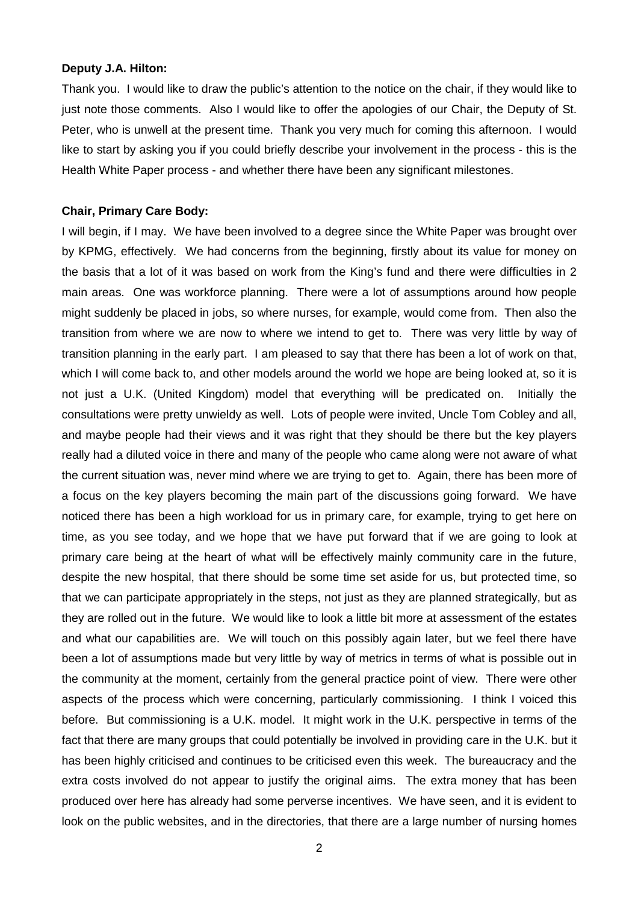**Deputy J.A. Hilton:**

Thank you. I would like to draw the public's attention to the notice on the chair, if they would like to just note those comments. Also I would like to offer the apologies of our Chair, the Deputy of St. Peter, who is unwell at the present time. Thank you very much for coming this afternoon. I would like to start by asking you if you could briefly describe your involvement in the process - this is the Health White Paper process - and whether there have been any significant milestones.

**Chair, Primary Care Body:**

I will begin, if I may. We have been involved to a degree since the White Paper was brought over by KPMG, effectively. We had concerns from the beginning, firstly about its value for money on the basis that a lot of it was based on work from the King's fund and there were difficulties in 2 main areas. One was workforce planning. There were a lot of assumptions around how people might suddenly be placed in jobs, so where nurses, for example, would come from. Then also the transition from where we are now to where we intend to get to. There was very little by way of transition planning in the early part. I am pleased to say that there has been a lot of work on that, which I will come back to, and other models around the world we hope are being looked at, so it is not just a U.K. (United Kingdom) model that everything will be predicated on. Initially the consultations were pretty unwieldy as well. Lots of people were invited, Uncle Tom Cobley and all, and maybe people had their views and it was right that they should be there but the key players really had a diluted voice in there and many of the people who came along were not aware of what the current situation was, never mind where we are trying to get to. Again, there has been more of a focus on the key players becoming the main part of the discussions going forward. We have noticed there has been a high workload for us in primary care, for example, trying to get here on time, as you see today, and we hope that we have put forward that if we are going to look at primary care being at the heart of what will be effectively mainly community care in the future, despite the new hospital, that there should be some time set aside for us, but protected time, so that we can participate appropriately in the steps, not just as they are planned strategically, but as they are rolled out in the future. We would like to look a little bit more at assessment of the estates and what our capabilities are. We will touch on this possibly again later, but we feel there have been a lot of assumptions made but very little by way of metrics in terms of what is possible out in the community at the moment, certainly from the general practice point of view. There were other aspects of the process which were concerning, particularly commissioning. I think I voiced this before. But commissioning is a U.K. model. It might work in the U.K. perspective in terms of the fact that there are many groups that could potentially be involved in providing care in the U.K. but it has been highly criticised and continues to be criticised even this week. The bureaucracy and the extra costs involved do not appear to justify the original aims. The extra money that has been produced over here has already had some perverse incentives. We have seen, and it is evident to look on the public websites, and in the directories, that there are a large number of nursing homes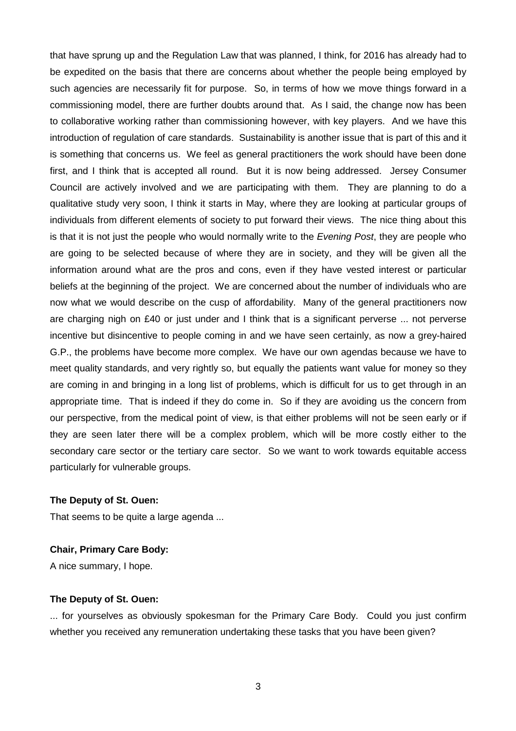that have sprung up and the Regulation Law that was planned, I think, for 2016 has already had to be expedited on the basis that there are concerns about whether the people being employed by such agencies are necessarily fit for purpose. So, in terms of how we move things forward in a commissioning model, there are further doubts around that. As I said, the change now has been to collaborative working rather than commissioning however, with key players. And we have this introduction of regulation of care standards. Sustainability is another issue that is part of this and it is something that concerns us. We feel as general practitioners the work should have been done first, and I think that is accepted all round. But it is now being addressed. Jersey Consumer Council are actively involved and we are participating with them. They are planning to do a qualitative study very soon, I think it starts in May, where they are looking at particular groups of individuals from different elements of society to put forward their views. The nice thing about this is that it is not just the people who would normally write to the *Evening Post*, they are people who are going to be selected because of where they are in society, and they will be given all the information around what are the pros and cons, even if they have vested interest or particular beliefs at the beginning of the project. We are concerned about the number of individuals who are now what we would describe on the cusp of affordability. Many of the general practitioners now are charging nigh on £40 or just under and I think that is a significant perverse ... not perverse incentive but disincentive to people coming in and we have seen certainly, as now a grey-haired G.P., the problems have become more complex. We have our own agendas because we have to meet quality standards, and very rightly so, but equally the patients want value for money so they are coming in and bringing in a long list of problems, which is difficult for us to get through in an appropriate time. That is indeed if they do come in. So if they are avoiding us the concern from our perspective, from the medical point of view, is that either problems will not be seen early or if they are seen later there will be a complex problem, which will be more costly either to the secondary care sector or the tertiary care sector. So we want to work towards equitable access particularly for vulnerable groups.

**The Deputy of St. Ouen:**

That seems to be quite a large agenda ...

**Chair, Primary Care Body:**

A nice summary, I hope.

**The Deputy of St. Ouen:**

... for yourselves as obviously spokesman for the Primary Care Body. Could you just confirm whether you received any remuneration undertaking these tasks that you have been given?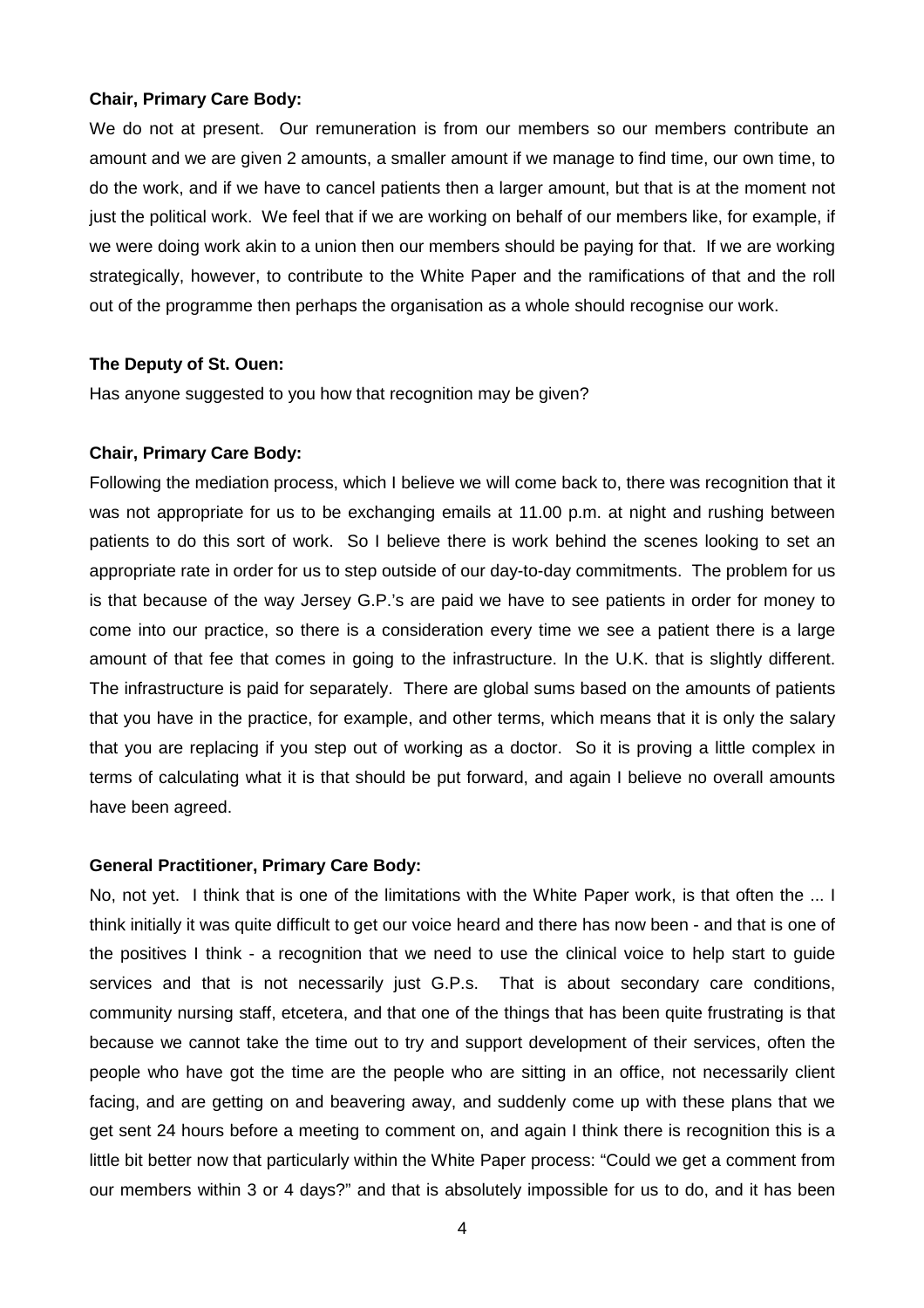**Chair, Primary Care Body:**

We do not at present. Our remuneration is from our members so our members contribute an amount and we are given 2 amounts, a smaller amount if we manage to find time, our own time, to do the work, and if we have to cancel patients then a larger amount, but that is at the moment not just the political work. We feel that if we are working on behalf of our members like, for example, if we were doing work akin to a union then our members should be paying for that. If we are working strategically, however, to contribute to the White Paper and the ramifications of that and the roll out of the programme then perhaps the organisation as a whole should recognise our work.

**The Deputy of St. Ouen:**

Has anyone suggested to you how that recognition may be given?

**Chair, Primary Care Body:**

Following the mediation process, which I believe we will come back to, there was recognition that it was not appropriate for us to be exchanging emails at 11.00 p.m. at night and rushing between patients to do this sort of work. So I believe there is work behind the scenes looking to set an appropriate rate in order for us to step outside of our day-to-day commitments. The problem for us is that because of the way Jersey G.P.'s are paid we have to see patients in order for money to come into our practice, so there is a consideration every time we see a patient there is a large amount of that fee that comes in going to the infrastructure. In the U.K. that is slightly different. The infrastructure is paid for separately. There are global sums based on the amounts of patients that you have in the practice, for example, and other terms, which means that it is only the salary that you are replacing if you step out of working as a doctor. So it is proving a little complex in terms of calculating what it is that should be put forward, and again I believe no overall amounts have been agreed.

**General Practitioner, Primary Care Body:**

No, not yet. I think that is one of the limitations with the White Paper work, is that often the ... I think initially it was quite difficult to get our voice heard and there has now been - and that is one of the positives I think - a recognition that we need to use the clinical voice to help start to guide services and that is not necessarily just G.P.s. That is about secondary care conditions, community nursing staff, etcetera, and that one of the things that has been quite frustrating is that because we cannot take the time out to try and support development of their services, often the people who have got the time are the people who are sitting in an office, not necessarily client facing, and are getting on and beavering away, and suddenly come up with these plans that we get sent 24 hours before a meeting to comment on, and again I think there is recognition this is a little bit better now that particularly within the White Paper process: "Could we get a comment from our members within 3 or 4 days?" and that is absolutely impossible for us to do, and it has been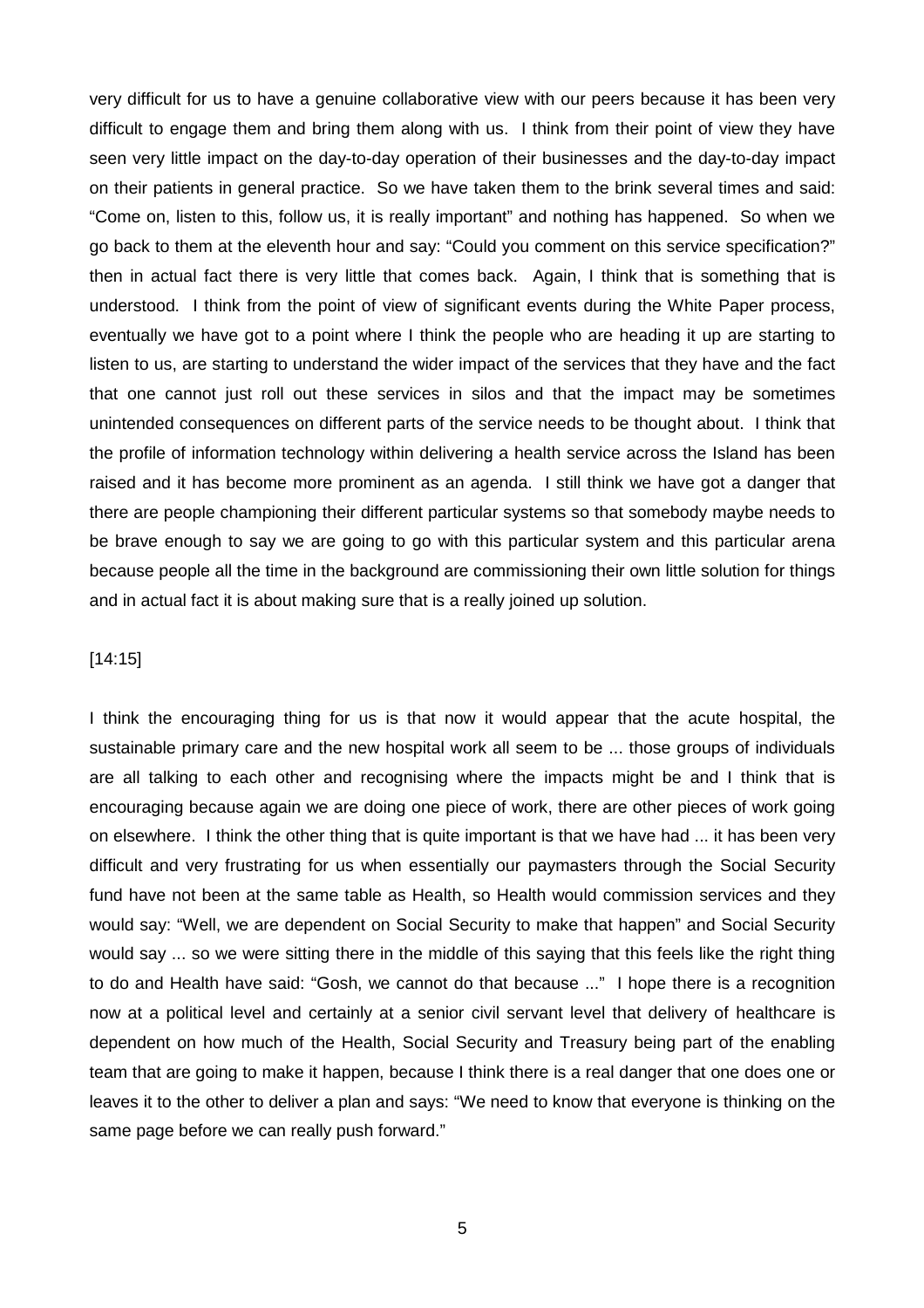very difficult for us to have a genuine collaborative view with our peers because it has been very difficult to engage them and bring them along with us. I think from their point of view they have seen very little impact on the day-to-day operation of their businesses and the day-to-day impact on their patients in general practice. So we have taken them to the brink several times and said: "Come on, listen to this, follow us, it is really important" and nothing has happened. So when we go back to them at the eleventh hour and say: "Could you comment on this service specification?" then in actual fact there is very little that comes back. Again, I think that is something that is understood. I think from the point of view of significant events during the White Paper process, eventually we have got to a point where I think the people who are heading it up are starting to listen to us, are starting to understand the wider impact of the services that they have and the fact that one cannot just roll out these services in silos and that the impact may be sometimes unintended consequences on different parts of the service needs to be thought about. I think that the profile of information technology within delivering a health service across the Island has been raised and it has become more prominent as an agenda. I still think we have got a danger that there are people championing their different particular systems so that somebody maybe needs to be brave enough to say we are going to go with this particular system and this particular arena because people all the time in the background are commissioning their own little solution for things and in actual fact it is about making sure that is a really joined up solution.

[14:15]

I think the encouraging thing for us is that now it would appear that the acute hospital, the sustainable primary care and the new hospital work all seem to be ... those groups of individuals are all talking to each other and recognising where the impacts might be and I think that is encouraging because again we are doing one piece of work, there are other pieces of work going on elsewhere. I think the other thing that is quite important is that we have had ... it has been very difficult and very frustrating for us when essentially our paymasters through the Social Security fund have not been at the same table as Health, so Health would commission services and they would say: "Well, we are dependent on Social Security to make that happen" and Social Security would say ... so we were sitting there in the middle of this saying that this feels like the right thing to do and Health have said: "Gosh, we cannot do that because ..." I hope there is a recognition now at a political level and certainly at a senior civil servant level that delivery of healthcare is dependent on how much of the Health, Social Security and Treasury being part of the enabling team that are going to make it happen, because I think there is a real danger that one does one or leaves it to the other to deliver a plan and says: "We need to know that everyone is thinking on the same page before we can really push forward."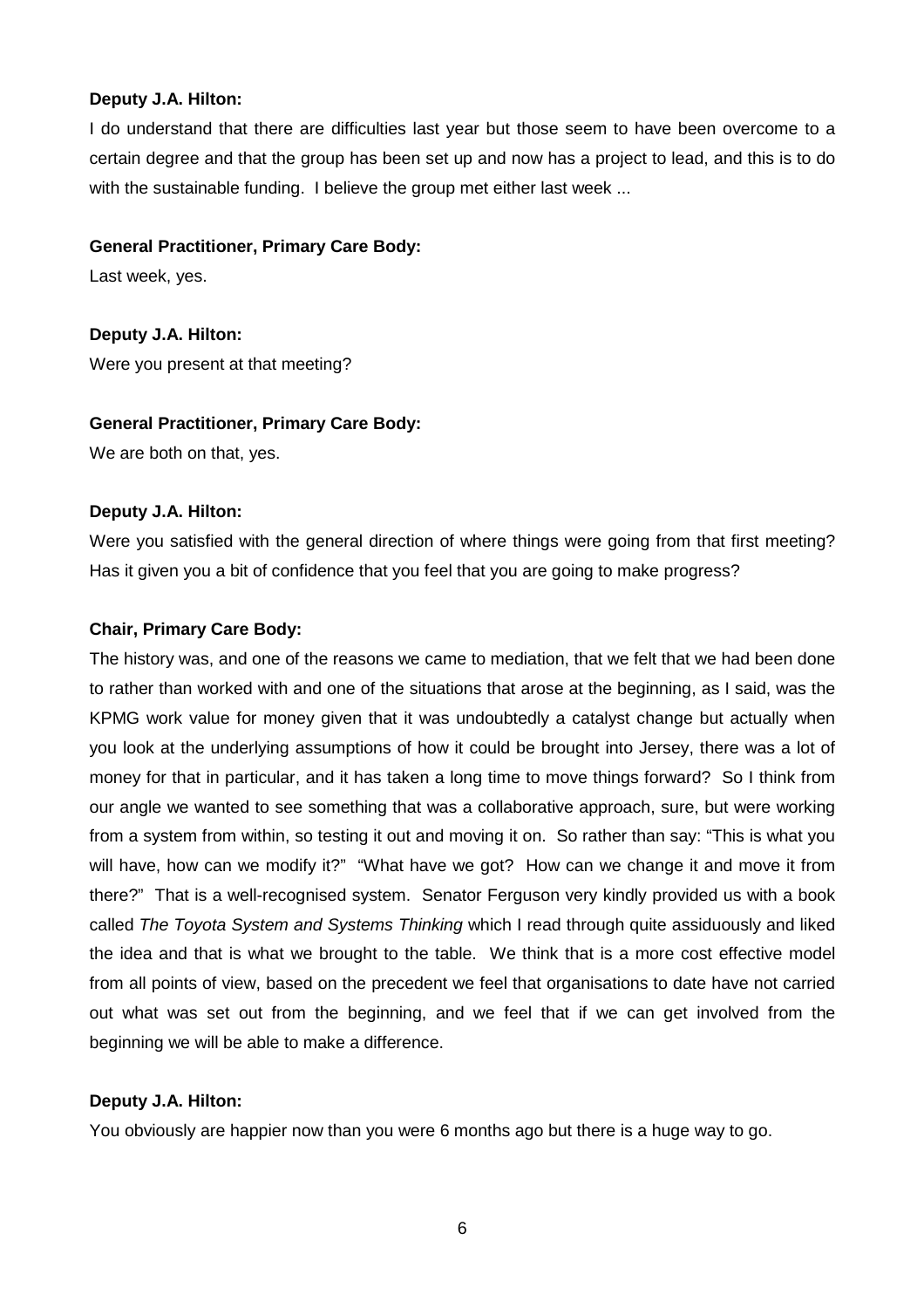**Deputy J.A. Hilton:**

I do understand that there are difficulties last year but those seem to have been overcome to a certain degree and that the group has been set up and now has a project to lead, and this is to do with the sustainable funding. I believe the group met either last week ...

**General Practitioner, Primary Care Body:**

Last week, yes.

**Deputy J.A. Hilton:**

Were you present at that meeting?

**General Practitioner, Primary Care Body:**

We are both on that, yes.

**Deputy J.A. Hilton:**

Were you satisfied with the general direction of where things were going from that first meeting? Has it given you a bit of confidence that you feel that you are going to make progress?

**Chair, Primary Care Body:**

The history was, and one of the reasons we came to mediation, that we felt that we had been done to rather than worked with and one of the situations that arose at the beginning, as I said, was the KPMG work value for money given that it was undoubtedly a catalyst change but actually when you look at the underlying assumptions of how it could be brought into Jersey, there was a lot of money for that in particular, and it has taken a long time to move things forward? So I think from our angle we wanted to see something that was a collaborative approach, sure, but were working from a system from within, so testing it out and moving it on. So rather than say: "This is what you will have, how can we modify it?" "What have we got? How can we change it and move it from there?" That is a well-recognised system. Senator Ferguson very kindly provided us with a book called *The Toyota System and Systems Thinking* which I read through quite assiduously and liked the idea and that is what we brought to the table. We think that is a more cost effective model from all points of view, based on the precedent we feel that organisations to date have not carried out what was set out from the beginning, and we feel that if we can get involved from the beginning we will be able to make a difference.

**Deputy J.A. Hilton:**

You obviously are happier now than you were 6 months ago but there is a huge way to go.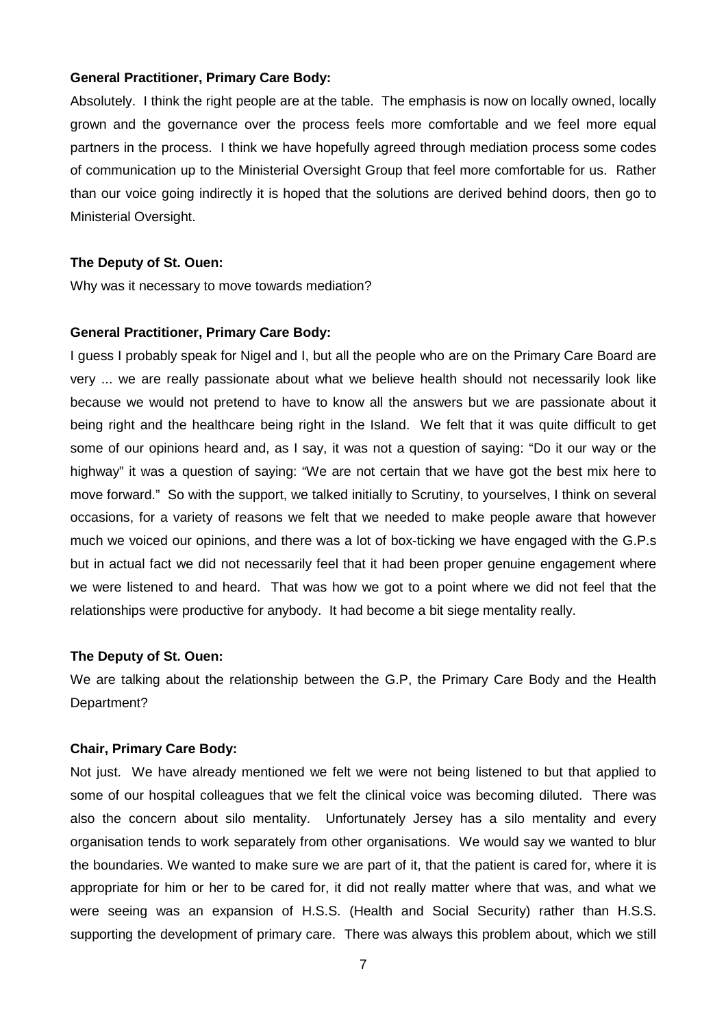**General Practitioner, Primary Care Body:**

Absolutely. I think the right people are at the table. The emphasis is now on locally owned, locally grown and the governance over the process feels more comfortable and we feel more equal partners in the process. I think we have hopefully agreed through mediation process some codes of communication up to the Ministerial Oversight Group that feel more comfortable for us. Rather than our voice going indirectly it is hoped that the solutions are derived behind doors, then go to Ministerial Oversight.

**The Deputy of St. Ouen:**

Why was it necessary to move towards mediation?

**General Practitioner, Primary Care Body:**

I guess I probably speak for Nigel and I, but all the people who are on the Primary Care Board are very ... we are really passionate about what we believe health should not necessarily look like because we would not pretend to have to know all the answers but we are passionate about it being right and the healthcare being right in the Island. We felt that it was quite difficult to get some of our opinions heard and, as I say, it was not a question of saying: "Do it our way or the highway" it was a question of saying: "We are not certain that we have got the best mix here to move forward." So with the support, we talked initially to Scrutiny, to yourselves, I think on several occasions, for a variety of reasons we felt that we needed to make people aware that however much we voiced our opinions, and there was a lot of box-ticking we have engaged with the G.P.s but in actual fact we did not necessarily feel that it had been proper genuine engagement where we were listened to and heard. That was how we got to a point where we did not feel that the relationships were productive for anybody. It had become a bit siege mentality really.

**The Deputy of St. Ouen:**

We are talking about the relationship between the G.P, the Primary Care Body and the Health Department?

**Chair, Primary Care Body:**

Not just. We have already mentioned we felt we were not being listened to but that applied to some of our hospital colleagues that we felt the clinical voice was becoming diluted. There was also the concern about silo mentality. Unfortunately Jersey has a silo mentality and every organisation tends to work separately from other organisations. We would say we wanted to blur the boundaries. We wanted to make sure we are part of it, that the patient is cared for, where it is appropriate for him or her to be cared for, it did not really matter where that was, and what we were seeing was an expansion of H.S.S. (Health and Social Security) rather than H.S.S. supporting the development of primary care. There was always this problem about, which we still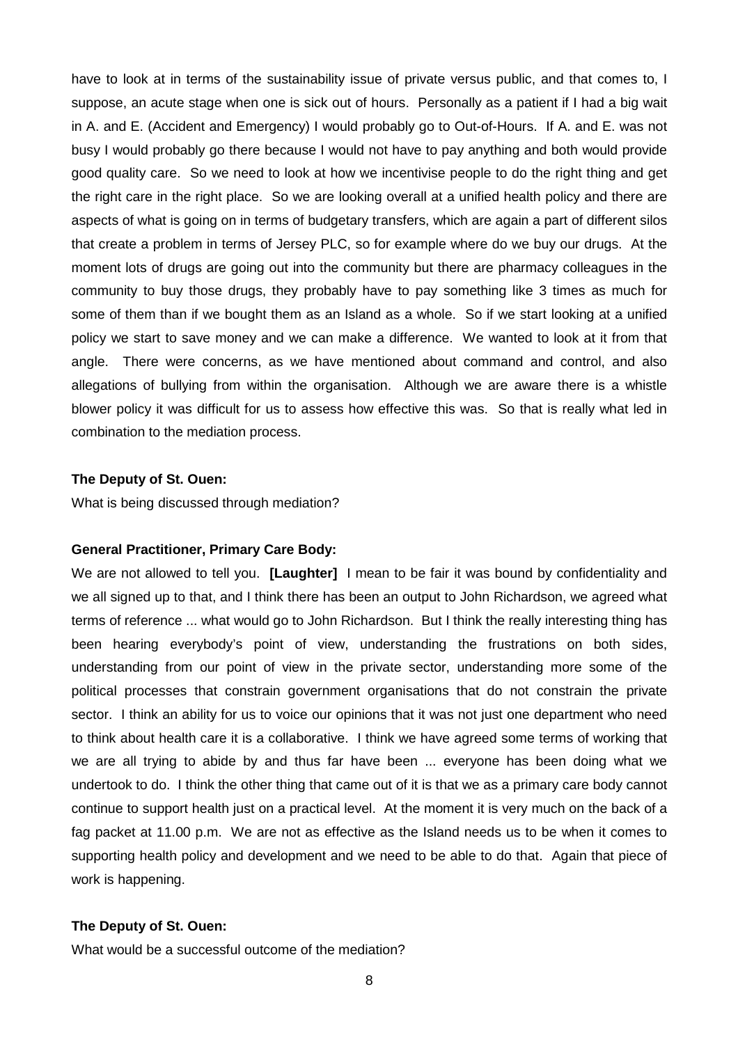have to look at in terms of the sustainability issue of private versus public, and that comes to, I suppose, an acute stage when one is sick out of hours. Personally as a patient if I had a big wait in A. and E. (Accident and Emergency) I would probably go to Out-of-Hours. If A. and E. was not busy I would probably go there because I would not have to pay anything and both would provide good quality care. So we need to look at how we incentivise people to do the right thing and get the right care in the right place. So we are looking overall at a unified health policy and there are aspects of what is going on in terms of budgetary transfers, which are again a part of different silos that create a problem in terms of Jersey PLC, so for example where do we buy our drugs. At the moment lots of drugs are going out into the community but there are pharmacy colleagues in the community to buy those drugs, they probably have to pay something like 3 times as much for some of them than if we bought them as an Island as a whole. So if we start looking at a unified policy we start to save money and we can make a difference. We wanted to look at it from that angle. There were concerns, as we have mentioned about command and control, and also allegations of bullying from within the organisation. Although we are aware there is a whistle blower policy it was difficult for us to assess how effective this was. So that is really what led in combination to the mediation process.

**The Deputy of St. Ouen:**

What is being discussed through mediation?

**General Practitioner, Primary Care Body:**

We are not allowed to tell you. **[Laughter]** I mean to be fair it was bound by confidentiality and we all signed up to that, and I think there has been an output to John Richardson, we agreed what terms of reference ... what would go to John Richardson. But I think the really interesting thing has been hearing everybody's point of view, understanding the frustrations on both sides, understanding from our point of view in the private sector, understanding more some of the political processes that constrain government organisations that do not constrain the private sector. I think an ability for us to voice our opinions that it was not just one department who need to think about health care it is a collaborative. I think we have agreed some terms of working that we are all trying to abide by and thus far have been ... everyone has been doing what we undertook to do. I think the other thing that came out of it is that we as a primary care body cannot continue to support health just on a practical level. At the moment it is very much on the back of a fag packet at 11.00 p.m. We are not as effective as the Island needs us to be when it comes to supporting health policy and development and we need to be able to do that. Again that piece of work is happening.

**The Deputy of St. Ouen:**

What would be a successful outcome of the mediation?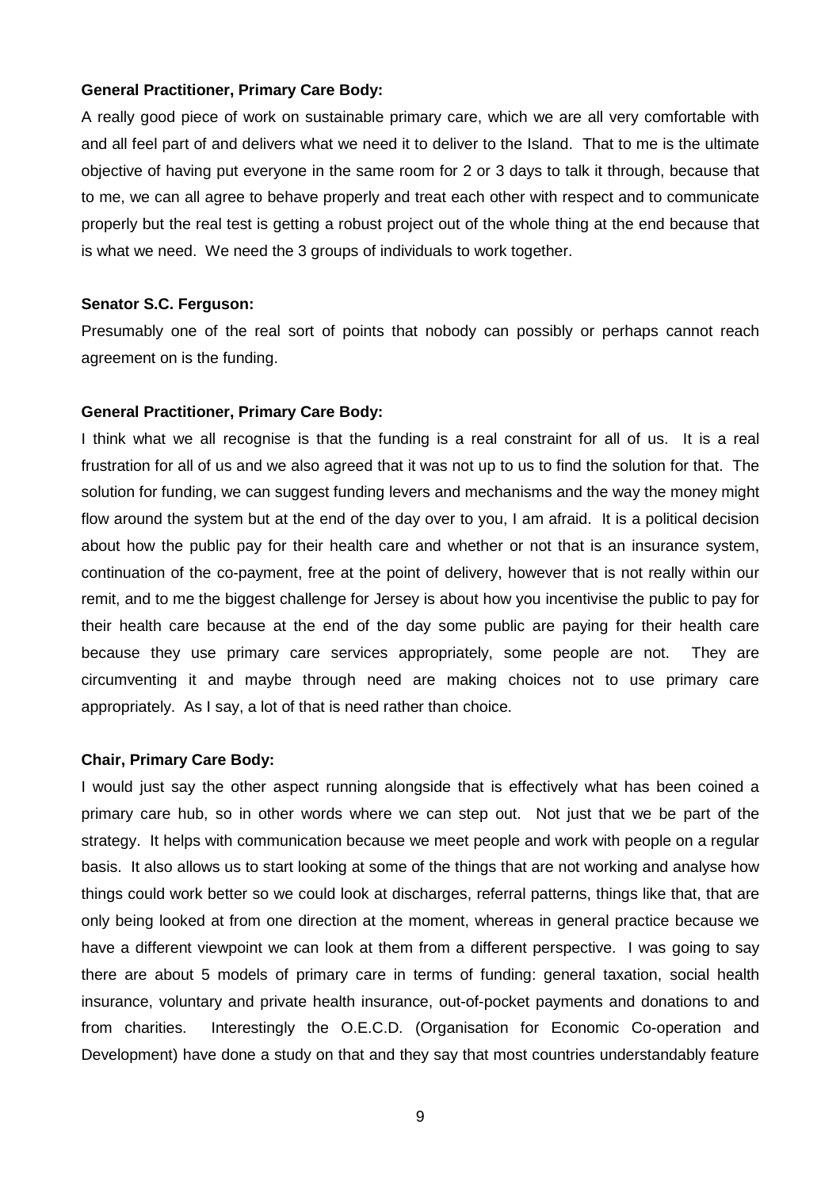**General Practitioner, Primary Care Body:**

A really good piece of work on sustainable primary care, which we are all very comfortable with and all feel part of and delivers what we need it to deliver to the Island. That to me is the ultimate objective of having put everyone in the same room for 2 or 3 days to talk it through, because that to me, we can all agree to behave properly and treat each other with respect and to communicate properly but the real test is getting a robust project out of the whole thing at the end because that is what we need. We need the 3 groups of individuals to work together.

**Senator S.C. Ferguson:**

Presumably one of the real sort of points that nobody can possibly or perhaps cannot reach agreement on is the funding.

**General Practitioner, Primary Care Body:**

I think what we all recognise is that the funding is a real constraint for all of us. It is a real frustration for all of us and we also agreed that it was not up to us to find the solution for that. The solution for funding, we can suggest funding levers and mechanisms and the way the money might flow around the system but at the end of the day over to you, I am afraid. It is a political decision about how the public pay for their health care and whether or not that is an insurance system, continuation of the co-payment, free at the point of delivery, however that is not really within our remit, and to me the biggest challenge for Jersey is about how you incentivise the public to pay for their health care because at the end of the day some public are paying for their health care because they use primary care services appropriately, some people are not. They are circumventing it and maybe through need are making choices not to use primary care appropriately. As I say, a lot of that is need rather than choice.

**Chair, Primary Care Body:**

I would just say the other aspect running alongside that is effectively what has been coined a primary care hub, so in other words where we can step out. Not just that we be part of the strategy. It helps with communication because we meet people and work with people on a regular basis. It also allows us to start looking at some of the things that are not working and analyse how things could work better so we could look at discharges, referral patterns, things like that, that are only being looked at from one direction at the moment, whereas in general practice because we have a different viewpoint we can look at them from a different perspective. I was going to say there are about 5 models of primary care in terms of funding: general taxation, social health insurance, voluntary and private health insurance, out-of-pocket payments and donations to and from charities. Interestingly the O.E.C.D. (Organisation for Economic Co-operation and Development) have done a study on that and they say that most countries understandably feature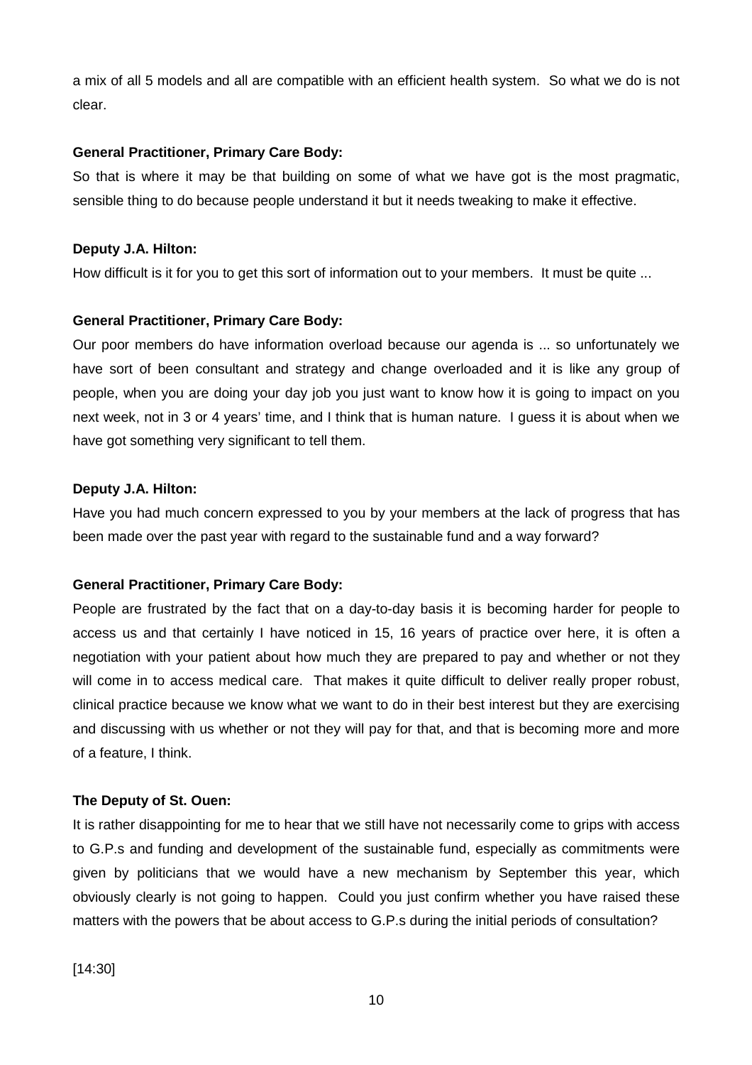a mix of all 5 models and all are compatible with an efficient health system. So what we do is not clear.

**General Practitioner, Primary Care Body:**

So that is where it may be that building on some of what we have got is the most pragmatic, sensible thing to do because people understand it but it needs tweaking to make it effective.

**Deputy J.A. Hilton:**

How difficult is it for you to get this sort of information out to your members. It must be quite ...

**General Practitioner, Primary Care Body:**

Our poor members do have information overload because our agenda is ... so unfortunately we have sort of been consultant and strategy and change overloaded and it is like any group of people, when you are doing your day job you just want to know how it is going to impact on you next week, not in 3 or 4 years' time, and I think that is human nature. I guess it is about when we have got something very significant to tell them.

**Deputy J.A. Hilton:**

Have you had much concern expressed to you by your members at the lack of progress that has been made over the past year with regard to the sustainable fund and a way forward?

**General Practitioner, Primary Care Body:**

People are frustrated by the fact that on a day-to-day basis it is becoming harder for people to access us and that certainly I have noticed in 15, 16 years of practice over here, it is often a negotiation with your patient about how much they are prepared to pay and whether or not they will come in to access medical care. That makes it quite difficult to deliver really proper robust, clinical practice because we know what we want to do in their best interest but they are exercising and discussing with us whether or not they will pay for that, and that is becoming more and more of a feature, I think.

**The Deputy of St. Ouen:**

It is rather disappointing for me to hear that we still have not necessarily come to grips with access to G.P.s and funding and development of the sustainable fund, especially as commitments were given by politicians that we would have a new mechanism by September this year, which obviously clearly is not going to happen. Could you just confirm whether you have raised these matters with the powers that be about access to G.P.s during the initial periods of consultation?

[14:30]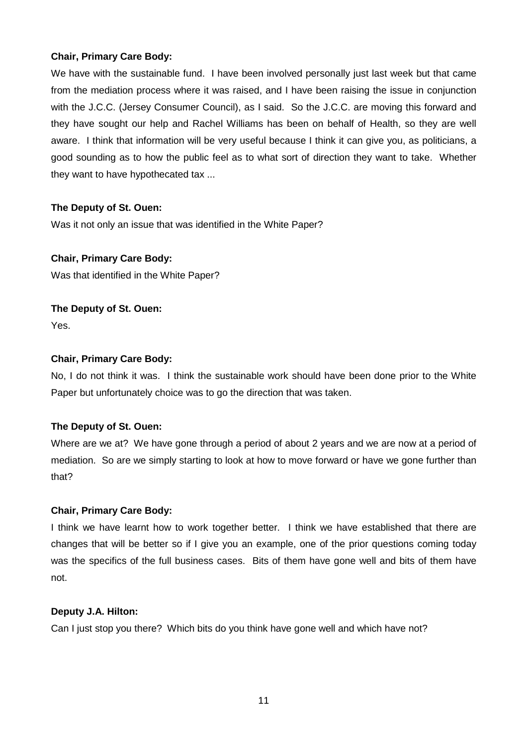**Chair, Primary Care Body:**

We have with the sustainable fund. I have been involved personally just last week but that came from the mediation process where it was raised, and I have been raising the issue in conjunction with the J.C.C. (Jersey Consumer Council), as I said. So the J.C.C. are moving this forward and they have sought our help and Rachel Williams has been on behalf of Health, so they are well aware. I think that information will be very useful because I think it can give you, as politicians, a good sounding as to how the public feel as to what sort of direction they want to take. Whether they want to have hypothecated tax ...

**The Deputy of St. Ouen:**

Was it not only an issue that was identified in the White Paper?

**Chair, Primary Care Body:**

Was that identified in the White Paper?

**The Deputy of St. Ouen:**

Yes.

**Chair, Primary Care Body:**

No, I do not think it was. I think the sustainable work should have been done prior to the White Paper but unfortunately choice was to go the direction that was taken.

**The Deputy of St. Ouen:**

Where are we at? We have gone through a period of about 2 years and we are now at a period of mediation. So are we simply starting to look at how to move forward or have we gone further than that?

**Chair, Primary Care Body:**

I think we have learnt how to work together better. I think we have established that there are changes that will be better so if I give you an example, one of the prior questions coming today was the specifics of the full business cases. Bits of them have gone well and bits of them have not.

**Deputy J.A. Hilton:**

Can I just stop you there? Which bits do you think have gone well and which have not?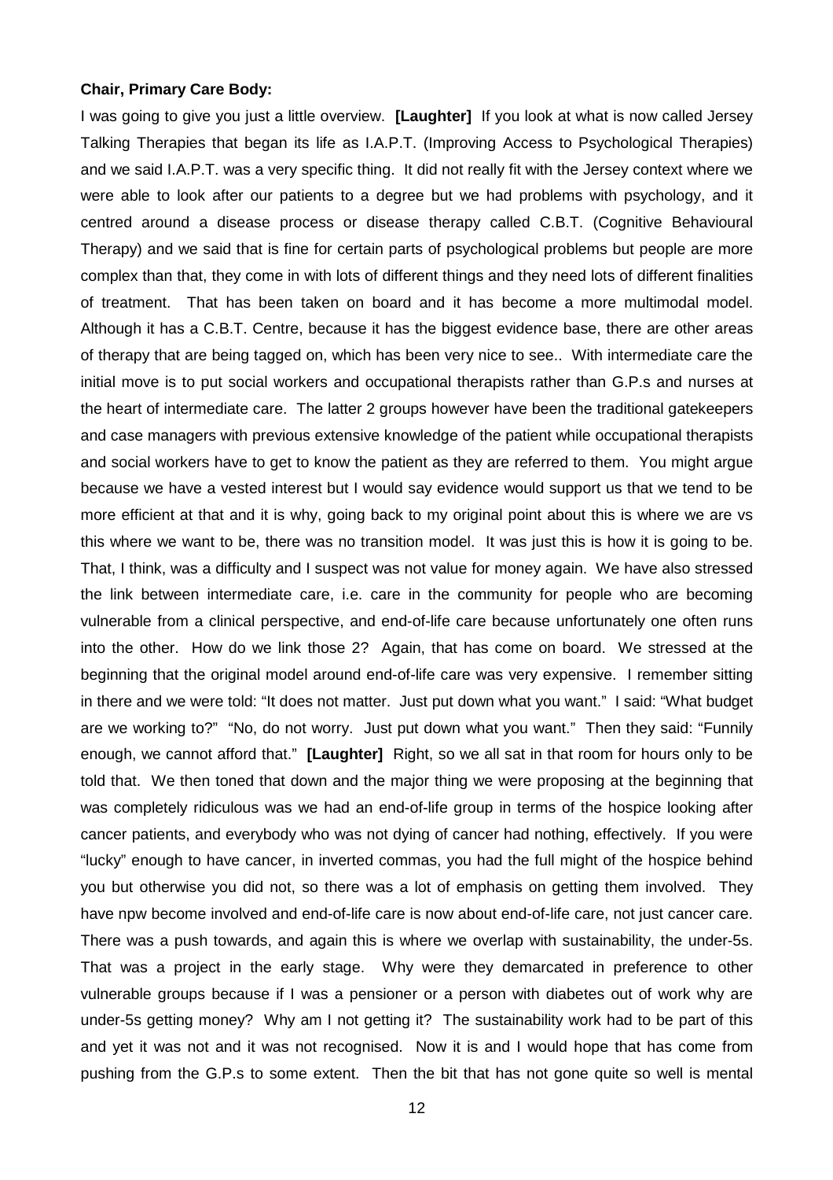**Chair, Primary Care Body:**

I was going to give you just a little overview. **[Laughter]** If you look at what is now called Jersey Talking Therapies that began its life as I.A.P.T. (Improving Access to Psychological Therapies) and we said I.A.P.T. was a very specific thing. It did not really fit with the Jersey context where we were able to look after our patients to a degree but we had problems with psychology, and it centred around a disease process or disease therapy called C.B.T. (Cognitive Behavioural Therapy) and we said that is fine for certain parts of psychological problems but people are more complex than that, they come in with lots of different things and they need lots of different finalities of treatment. That has been taken on board and it has become a more multimodal model. Although it has a C.B.T. Centre, because it has the biggest evidence base, there are other areas of therapy that are being tagged on, which has been very nice to see.. With intermediate care the initial move is to put social workers and occupational therapists rather than G.P.s and nurses at the heart of intermediate care. The latter 2 groups however have been the traditional gatekeepers and case managers with previous extensive knowledge of the patient while occupational therapists and social workers have to get to know the patient as they are referred to them. You might argue because we have a vested interest but I would say evidence would support us that we tend to be more efficient at that and it is why, going back to my original point about this is where we are vs this where we want to be, there was no transition model. It was just this is how it is going to be. That, I think, was a difficulty and I suspect was not value for money again. We have also stressed the link between intermediate care, i.e. care in the community for people who are becoming vulnerable from a clinical perspective, and end-of-life care because unfortunately one often runs into the other. How do we link those 2? Again, that has come on board. We stressed at the beginning that the original model around end-of-life care was very expensive. I remember sitting in there and we were told: "It does not matter. Just put down what you want." I said: "What budget are we working to?" "No, do not worry. Just put down what you want." Then they said: "Funnily enough, we cannot afford that." **[Laughter]** Right, so we all sat in that room for hours only to be told that. We then toned that down and the major thing we were proposing at the beginning that was completely ridiculous was we had an end-of-life group in terms of the hospice looking after cancer patients, and everybody who was not dying of cancer had nothing, effectively. If you were "lucky" enough to have cancer, in inverted commas, you had the full might of the hospice behind you but otherwise you did not, so there was a lot of emphasis on getting them involved. They have npw become involved and end-of-life care is now about end-of-life care, not just cancer care. There was a push towards, and again this is where we overlap with sustainability, the under-5s. That was a project in the early stage. Why were they demarcated in preference to other vulnerable groups because if I was a pensioner or a person with diabetes out of work why are under-5s getting money? Why am I not getting it? The sustainability work had to be part of this and yet it was not and it was not recognised. Now it is and I would hope that has come from pushing from the G.P.s to some extent. Then the bit that has not gone quite so well is mental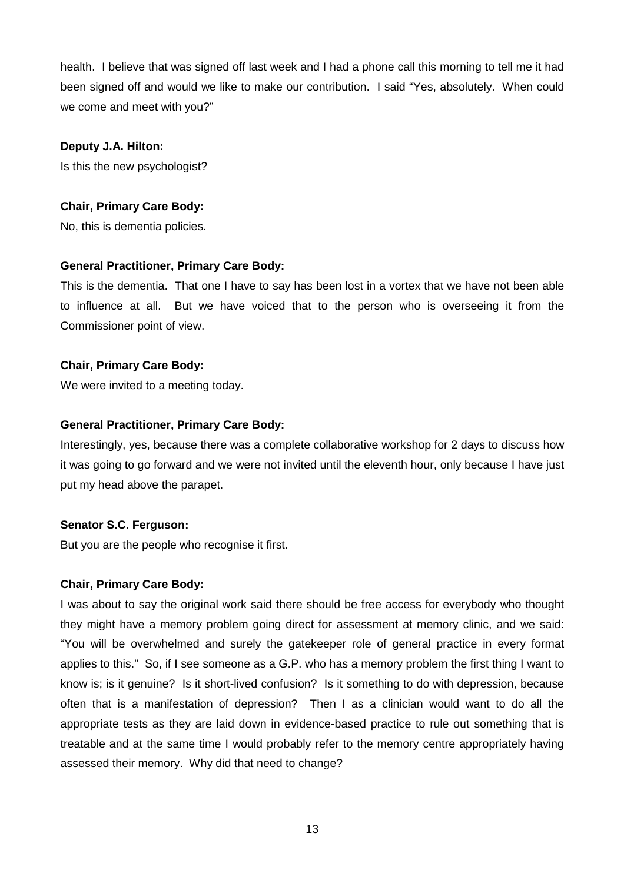health. I believe that was signed off last week and I had a phone call this morning to tell me it had been signed off and would we like to make our contribution. I said "Yes, absolutely. When could we come and meet with you?"

**Deputy J.A. Hilton:**

Is this the new psychologist?

**Chair, Primary Care Body:**

No, this is dementia policies.

**General Practitioner, Primary Care Body:**

This is the dementia. That one I have to say has been lost in a vortex that we have not been able to influence at all. But we have voiced that to the person who is overseeing it from the Commissioner point of view.

**Chair, Primary Care Body:**

We were invited to a meeting today.

**General Practitioner, Primary Care Body:**

Interestingly, yes, because there was a complete collaborative workshop for 2 days to discuss how it was going to go forward and we were not invited until the eleventh hour, only because I have just put my head above the parapet.

**Senator S.C. Ferguson:**

But you are the people who recognise it first.

**Chair, Primary Care Body:**

I was about to say the original work said there should be free access for everybody who thought they might have a memory problem going direct for assessment at memory clinic, and we said: "You will be overwhelmed and surely the gatekeeper role of general practice in every format applies to this." So, if I see someone as a G.P. who has a memory problem the first thing I want to know is; is it genuine? Is it short-lived confusion? Is it something to do with depression, because often that is a manifestation of depression? Then I as a clinician would want to do all the appropriate tests as they are laid down in evidence-based practice to rule out something that is treatable and at the same time I would probably refer to the memory centre appropriately having assessed their memory. Why did that need to change?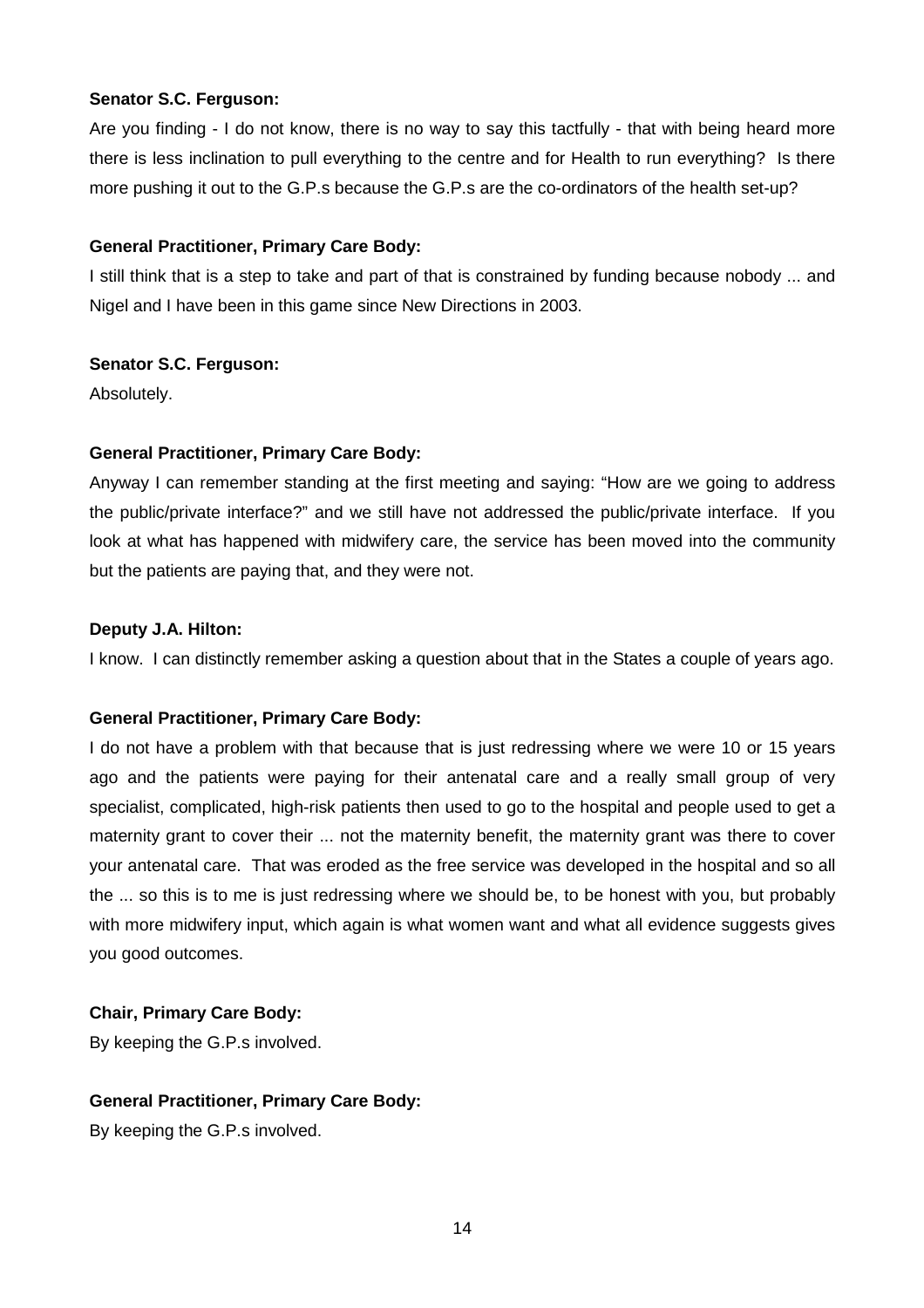**Senator S.C. Ferguson:**

Are you finding - I do not know, there is no way to say this tactfully - that with being heard more there is less inclination to pull everything to the centre and for Health to run everything? Is there more pushing it out to the G.P.s because the G.P.s are the co-ordinators of the health set-up?

**General Practitioner, Primary Care Body:**

I still think that is a step to take and part of that is constrained by funding because nobody ... and Nigel and I have been in this game since New Directions in 2003.

**Senator S.C. Ferguson:**

Absolutely.

**General Practitioner, Primary Care Body:**

Anyway I can remember standing at the first meeting and saying: "How are we going to address the public/private interface?" and we still have not addressed the public/private interface. If you look at what has happened with midwifery care, the service has been moved into the community but the patients are paying that, and they were not.

**Deputy J.A. Hilton:**

I know. I can distinctly remember asking a question about that in the States a couple of years ago.

**General Practitioner, Primary Care Body:**

I do not have a problem with that because that is just redressing where we were 10 or 15 years ago and the patients were paying for their antenatal care and a really small group of very specialist, complicated, high-risk patients then used to go to the hospital and people used to get a maternity grant to cover their ... not the maternity benefit, the maternity grant was there to cover your antenatal care. That was eroded as the free service was developed in the hospital and so all the ... so this is to me is just redressing where we should be, to be honest with you, but probably with more midwifery input, which again is what women want and what all evidence suggests gives you good outcomes.

**Chair, Primary Care Body:**

By keeping the G.P.s involved.

**General Practitioner, Primary Care Body:**

By keeping the G.P.s involved.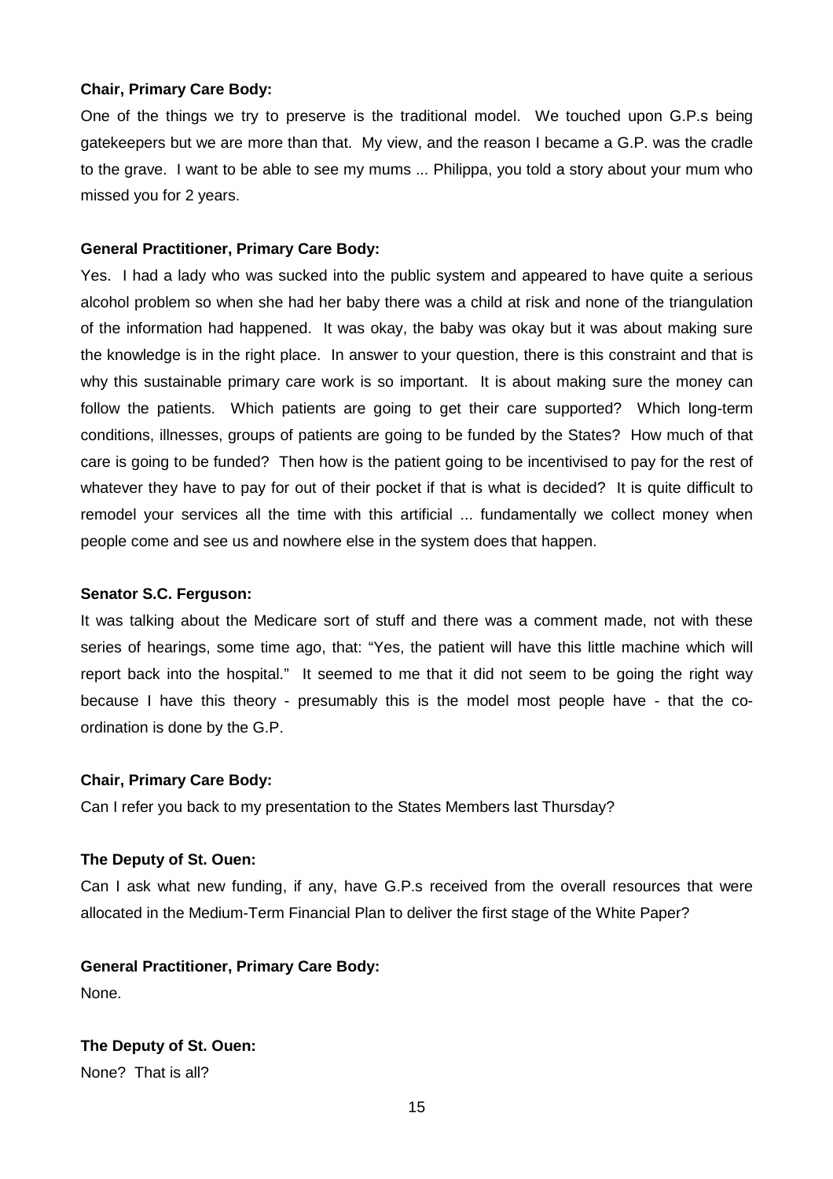**Chair, Primary Care Body:**

One of the things we try to preserve is the traditional model. We touched upon G.P.s being gatekeepers but we are more than that. My view, and the reason I became a G.P. was the cradle to the grave. I want to be able to see my mums ... Philippa, you told a story about your mum who missed you for 2 years.

**General Practitioner, Primary Care Body:**

Yes. I had a lady who was sucked into the public system and appeared to have quite a serious alcohol problem so when she had her baby there was a child at risk and none of the triangulation of the information had happened. It was okay, the baby was okay but it was about making sure the knowledge is in the right place. In answer to your question, there is this constraint and that is why this sustainable primary care work is so important. It is about making sure the money can follow the patients. Which patients are going to get their care supported? Which long-term conditions, illnesses, groups of patients are going to be funded by the States? How much of that care is going to be funded? Then how is the patient going to be incentivised to pay for the rest of whatever they have to pay for out of their pocket if that is what is decided? It is quite difficult to remodel your services all the time with this artificial ... fundamentally we collect money when people come and see us and nowhere else in the system does that happen.

**Senator S.C. Ferguson:**

It was talking about the Medicare sort of stuff and there was a comment made, not with these series of hearings, some time ago, that: "Yes, the patient will have this little machine which will report back into the hospital." It seemed to me that it did not seem to be going the right way because I have this theory - presumably this is the model most people have - that the co-ordination is done by the G.P.

**Chair, Primary Care Body:**

Can I refer you back to my presentation to the States Members last Thursday?

**The Deputy of St. Ouen:**

Can I ask what new funding, if any, have G.P.s received from the overall resources that were allocated in the Medium-Term Financial Plan to deliver the first stage of the White Paper?

**General Practitioner, Primary Care Body:**

None.

**The Deputy of St. Ouen:**

None? That is all?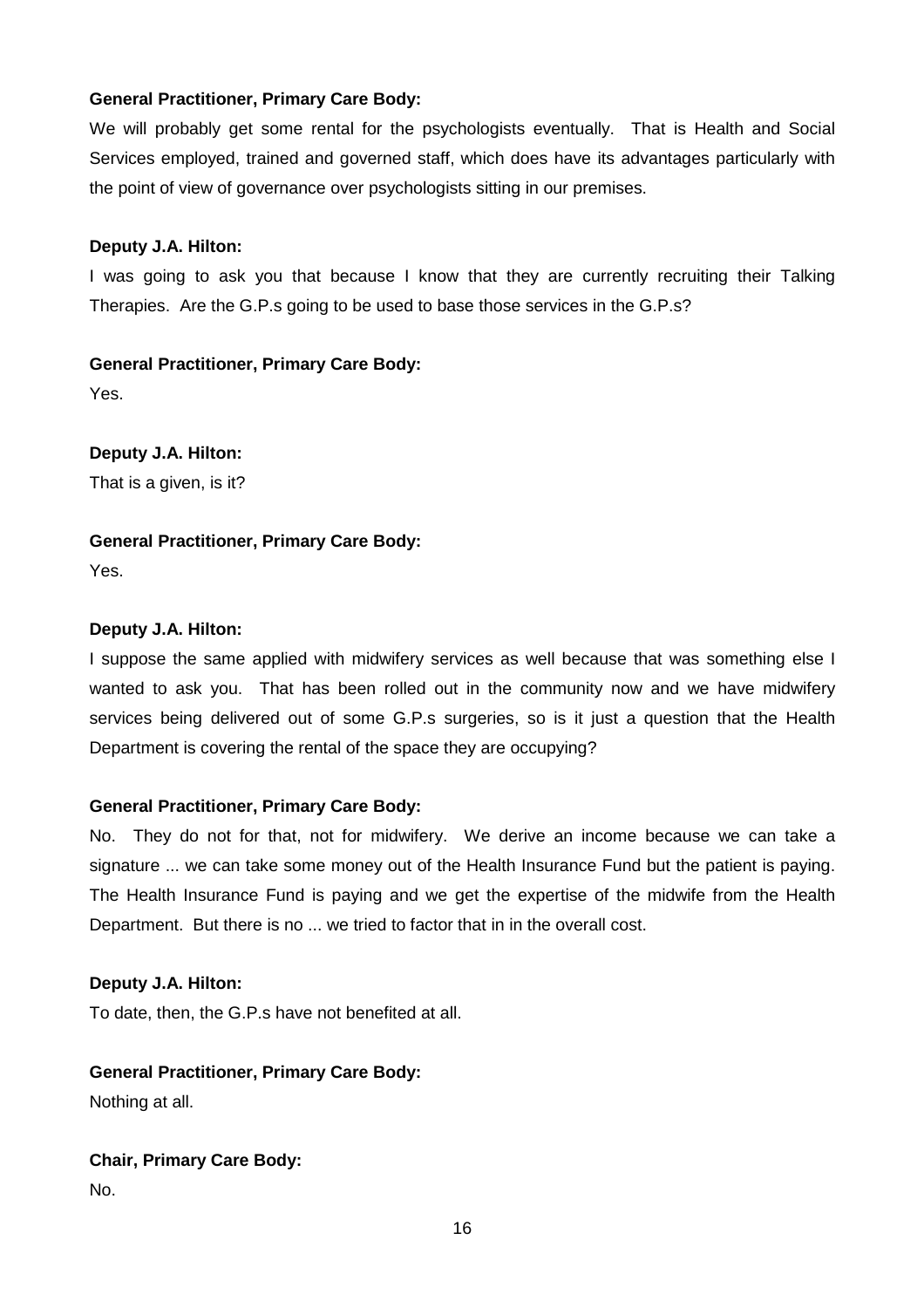**General Practitioner, Primary Care Body:**

We will probably get some rental for the psychologists eventually. That is Health and Social Services employed, trained and governed staff, which does have its advantages particularly with the point of view of governance over psychologists sitting in our premises.

**Deputy J.A. Hilton:**

I was going to ask you that because I know that they are currently recruiting their Talking Therapies. Are the G.P.s going to be used to base those services in the G.P.s?

**General Practitioner, Primary Care Body:**

Yes.

**Deputy J.A. Hilton:**

That is a given, is it?

**General Practitioner, Primary Care Body:**

Yes.

**Deputy J.A. Hilton:**

I suppose the same applied with midwifery services as well because that was something else I wanted to ask you. That has been rolled out in the community now and we have midwifery services being delivered out of some G.P.s surgeries, so is it just a question that the Health Department is covering the rental of the space they are occupying?

**General Practitioner, Primary Care Body:**

No. They do not for that, not for midwifery. We derive an income because we can take a signature ... we can take some money out of the Health Insurance Fund but the patient is paying. The Health Insurance Fund is paying and we get the expertise of the midwife from the Health Department. But there is no ... we tried to factor that in in the overall cost.

**Deputy J.A. Hilton:**

To date, then, the G.P.s have not benefited at all.

**General Practitioner, Primary Care Body:**

Nothing at all.

**Chair, Primary Care Body:**

No.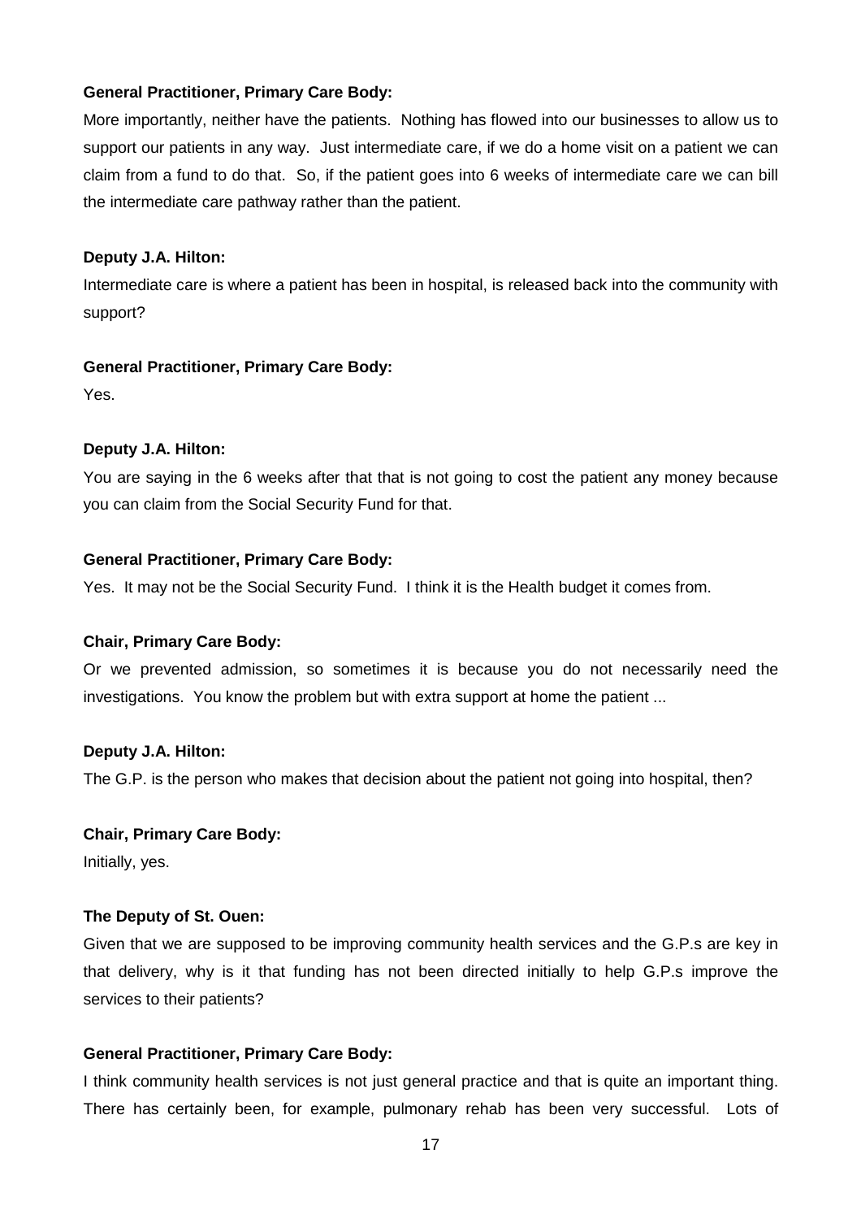**General Practitioner, Primary Care Body:**

More importantly, neither have the patients. Nothing has flowed into our businesses to allow us to support our patients in any way. Just intermediate care, if we do a home visit on a patient we can claim from a fund to do that. So, if the patient goes into 6 weeks of intermediate care we can bill the intermediate care pathway rather than the patient.

**Deputy J.A. Hilton:**

Intermediate care is where a patient has been in hospital, is released back into the community with support?

**General Practitioner, Primary Care Body:**

Yes.

**Deputy J.A. Hilton:**

You are saying in the 6 weeks after that that is not going to cost the patient any money because you can claim from the Social Security Fund for that.

**General Practitioner, Primary Care Body:**

Yes. It may not be the Social Security Fund. I think it is the Health budget it comes from.

**Chair, Primary Care Body:**

Or we prevented admission, so sometimes it is because you do not necessarily need the investigations. You know the problem but with extra support at home the patient ...

**Deputy J.A. Hilton:**

The G.P. is the person who makes that decision about the patient not going into hospital, then?

**Chair, Primary Care Body:**

Initially, yes.

**The Deputy of St. Ouen:**

Given that we are supposed to be improving community health services and the G.P.s are key in that delivery, why is it that funding has not been directed initially to help G.P.s improve the services to their patients?

**General Practitioner, Primary Care Body:**

I think community health services is not just general practice and that is quite an important thing. There has certainly been, for example, pulmonary rehab has been very successful. Lots of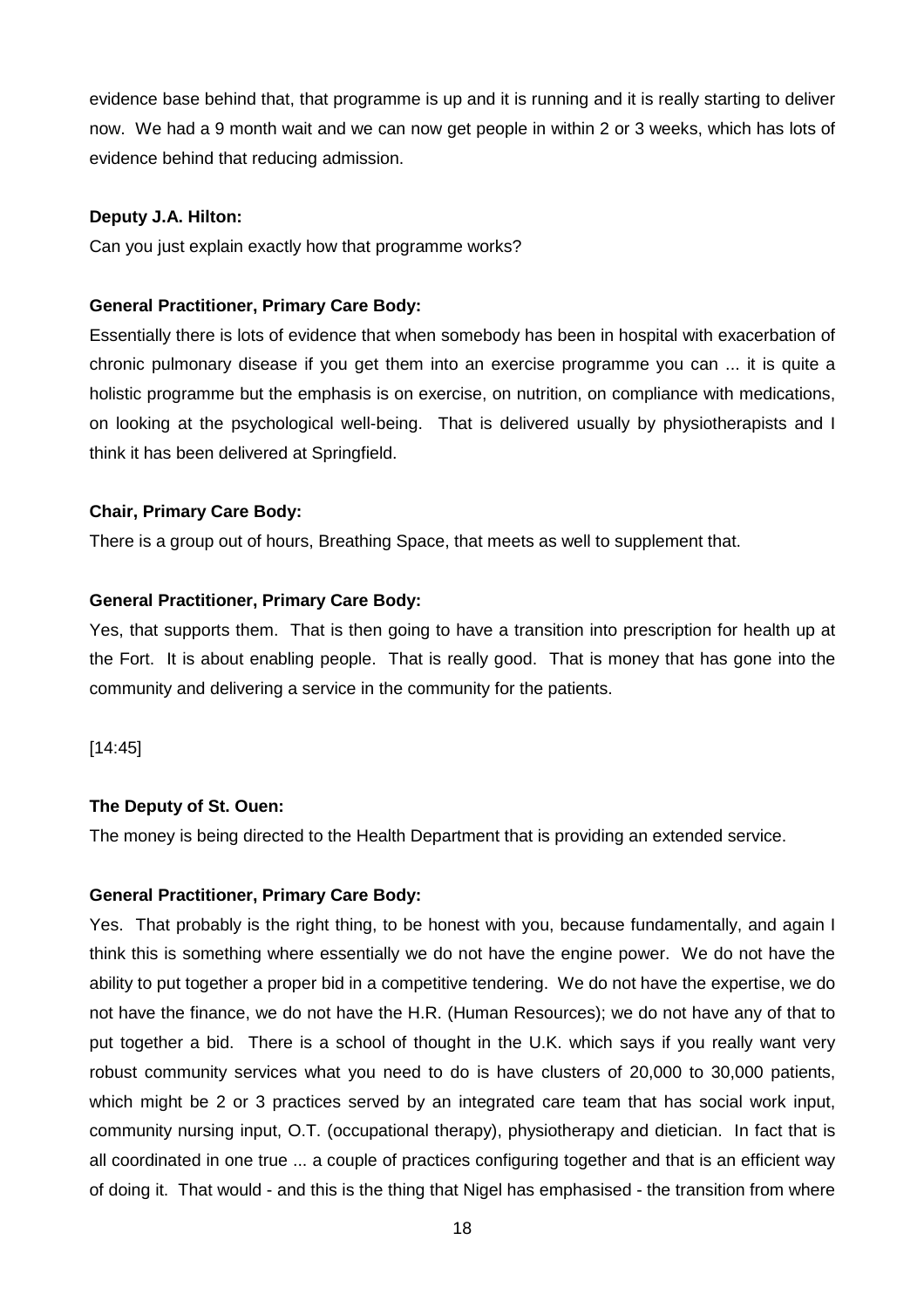evidence base behind that, that programme is up and it is running and it is really starting to deliver now. We had a 9 month wait and we can now get people in within 2 or 3 weeks, which has lots of evidence behind that reducing admission.

**Deputy J.A. Hilton:**

Can you just explain exactly how that programme works?

**General Practitioner, Primary Care Body:**

Essentially there is lots of evidence that when somebody has been in hospital with exacerbation of chronic pulmonary disease if you get them into an exercise programme you can ... it is quite a holistic programme but the emphasis is on exercise, on nutrition, on compliance with medications, on looking at the psychological well-being. That is delivered usually by physiotherapists and I think it has been delivered at Springfield.

**Chair, Primary Care Body:**

There is a group out of hours, Breathing Space, that meets as well to supplement that.

**General Practitioner, Primary Care Body:**

Yes, that supports them. That is then going to have a transition into prescription for health up at the Fort. It is about enabling people. That is really good. That is money that has gone into the community and delivering a service in the community for the patients.

[14:45]

**The Deputy of St. Ouen:**

The money is being directed to the Health Department that is providing an extended service.

**General Practitioner, Primary Care Body:**

Yes. That probably is the right thing, to be honest with you, because fundamentally, and again I think this is something where essentially we do not have the engine power. We do not have the ability to put together a proper bid in a competitive tendering. We do not have the expertise, we do not have the finance, we do not have the H.R. (Human Resources); we do not have any of that to put together a bid. There is a school of thought in the U.K. which says if you really want very robust community services what you need to do is have clusters of 20,000 to 30,000 patients, which might be 2 or 3 practices served by an integrated care team that has social work input, community nursing input, O.T. (occupational therapy), physiotherapy and dietician. In fact that is all coordinated in one true ... a couple of practices configuring together and that is an efficient way of doing it. That would - and this is the thing that Nigel has emphasised - the transition from where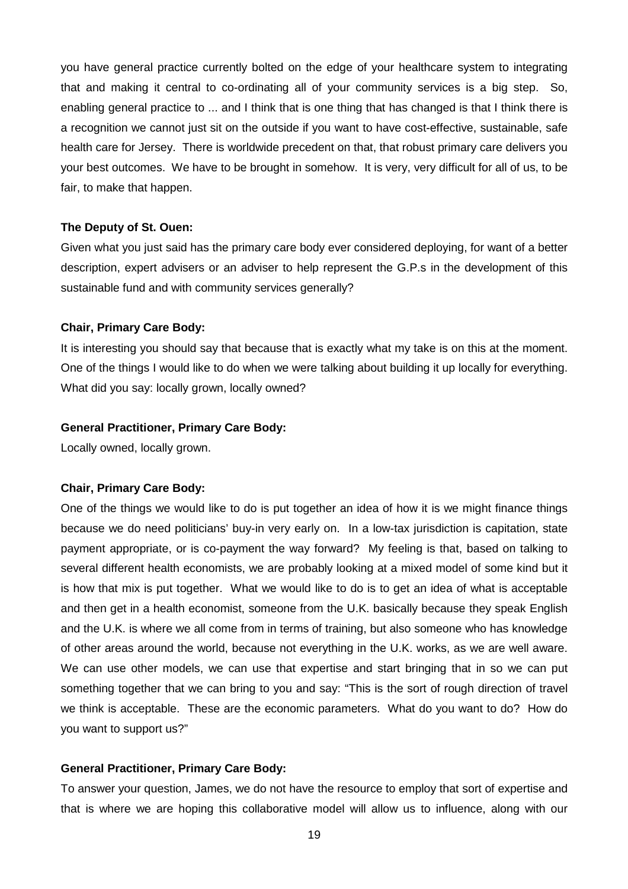you have general practice currently bolted on the edge of your healthcare system to integrating that and making it central to co-ordinating all of your community services is a big step. So, enabling general practice to ... and I think that is one thing that has changed is that I think there is a recognition we cannot just sit on the outside if you want to have cost-effective, sustainable, safe health care for Jersey. There is worldwide precedent on that, that robust primary care delivers you your best outcomes. We have to be brought in somehow. It is very, very difficult for all of us, to be fair, to make that happen.

**The Deputy of St. Ouen:**

Given what you just said has the primary care body ever considered deploying, for want of a better description, expert advisers or an adviser to help represent the G.P.s in the development of this sustainable fund and with community services generally?

**Chair, Primary Care Body:**

It is interesting you should say that because that is exactly what my take is on this at the moment. One of the things I would like to do when we were talking about building it up locally for everything. What did you say: locally grown, locally owned?

**General Practitioner, Primary Care Body:**

Locally owned, locally grown.

**Chair, Primary Care Body:**

One of the things we would like to do is put together an idea of how it is we might finance things because we do need politicians' buy-in very early on. In a low-tax jurisdiction is capitation, state payment appropriate, or is co-payment the way forward? My feeling is that, based on talking to several different health economists, we are probably looking at a mixed model of some kind but it is how that mix is put together. What we would like to do is to get an idea of what is acceptable and then get in a health economist, someone from the U.K. basically because they speak English and the U.K. is where we all come from in terms of training, but also someone who has knowledge of other areas around the world, because not everything in the U.K. works, as we are well aware. We can use other models, we can use that expertise and start bringing that in so we can put something together that we can bring to you and say: "This is the sort of rough direction of travel we think is acceptable. These are the economic parameters. What do you want to do? How do you want to support us?"

**General Practitioner, Primary Care Body:**

To answer your question, James, we do not have the resource to employ that sort of expertise and that is where we are hoping this collaborative model will allow us to influence, along with our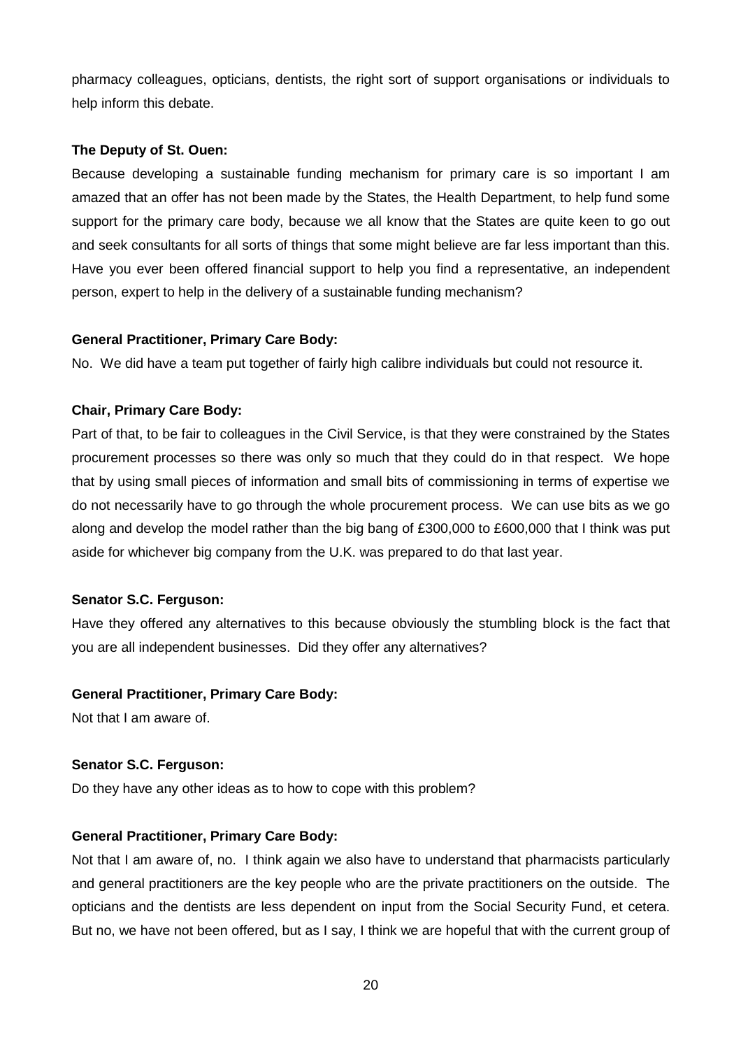pharmacy colleagues, opticians, dentists, the right sort of support organisations or individuals to help inform this debate.

**The Deputy of St. Ouen:**

Because developing a sustainable funding mechanism for primary care is so important I am amazed that an offer has not been made by the States, the Health Department, to help fund some support for the primary care body, because we all know that the States are quite keen to go out and seek consultants for all sorts of things that some might believe are far less important than this. Have you ever been offered financial support to help you find a representative, an independent person, expert to help in the delivery of a sustainable funding mechanism?

**General Practitioner, Primary Care Body:**

No. We did have a team put together of fairly high calibre individuals but could not resource it.

**Chair, Primary Care Body:**

Part of that, to be fair to colleagues in the Civil Service, is that they were constrained by the States procurement processes so there was only so much that they could do in that respect. We hope that by using small pieces of information and small bits of commissioning in terms of expertise we do not necessarily have to go through the whole procurement process. We can use bits as we go along and develop the model rather than the big bang of £300,000 to £600,000 that I think was put aside for whichever big company from the U.K. was prepared to do that last year.

**Senator S.C. Ferguson:**

Have they offered any alternatives to this because obviously the stumbling block is the fact that you are all independent businesses. Did they offer any alternatives?

**General Practitioner, Primary Care Body:**

Not that I am aware of.

**Senator S.C. Ferguson:**

Do they have any other ideas as to how to cope with this problem?

**General Practitioner, Primary Care Body:**

Not that I am aware of, no. I think again we also have to understand that pharmacists particularly and general practitioners are the key people who are the private practitioners on the outside. The opticians and the dentists are less dependent on input from the Social Security Fund, et cetera. But no, we have not been offered, but as I say, I think we are hopeful that with the current group of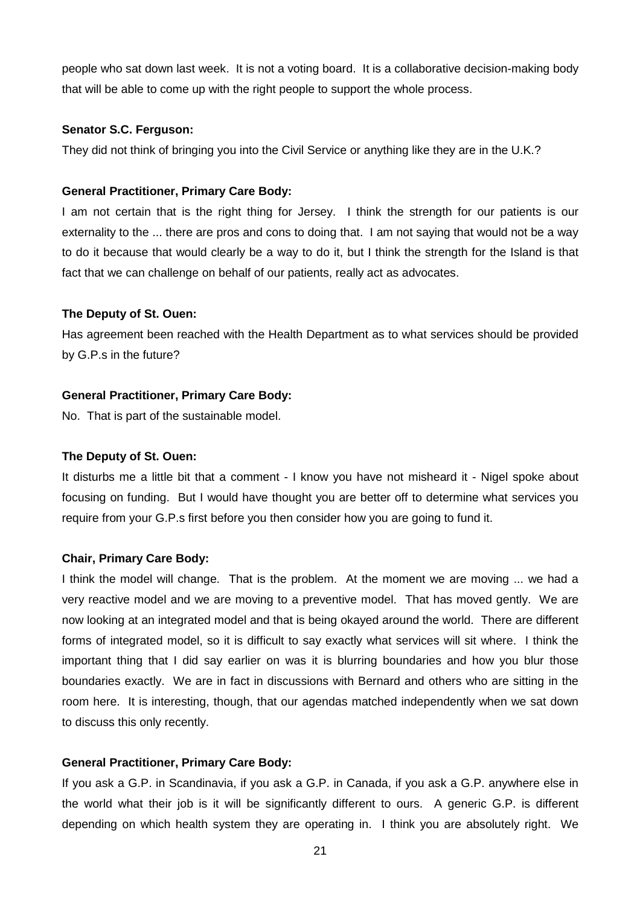people who sat down last week. It is not a voting board. It is a collaborative decision-making body that will be able to come up with the right people to support the whole process.

**Senator S.C. Ferguson:**

They did not think of bringing you into the Civil Service or anything like they are in the U.K.?

**General Practitioner, Primary Care Body:**

I am not certain that is the right thing for Jersey. I think the strength for our patients is our externality to the ... there are pros and cons to doing that. I am not saying that would not be a way to do it because that would clearly be a way to do it, but I think the strength for the Island is that fact that we can challenge on behalf of our patients, really act as advocates.

**The Deputy of St. Ouen:**

Has agreement been reached with the Health Department as to what services should be provided by G.P.s in the future?

**General Practitioner, Primary Care Body:**

No. That is part of the sustainable model.

**The Deputy of St. Ouen:**

It disturbs me a little bit that a comment - I know you have not misheard it - Nigel spoke about focusing on funding. But I would have thought you are better off to determine what services you require from your G.P.s first before you then consider how you are going to fund it.

**Chair, Primary Care Body:**

I think the model will change. That is the problem. At the moment we are moving ... we had a very reactive model and we are moving to a preventive model. That has moved gently. We are now looking at an integrated model and that is being okayed around the world. There are different forms of integrated model, so it is difficult to say exactly what services will sit where. I think the important thing that I did say earlier on was it is blurring boundaries and how you blur those boundaries exactly. We are in fact in discussions with Bernard and others who are sitting in the room here. It is interesting, though, that our agendas matched independently when we sat down to discuss this only recently.

**General Practitioner, Primary Care Body:**

If you ask a G.P. in Scandinavia, if you ask a G.P. in Canada, if you ask a G.P. anywhere else in the world what their job is it will be significantly different to ours. A generic G.P. is different depending on which health system they are operating in. I think you are absolutely right. We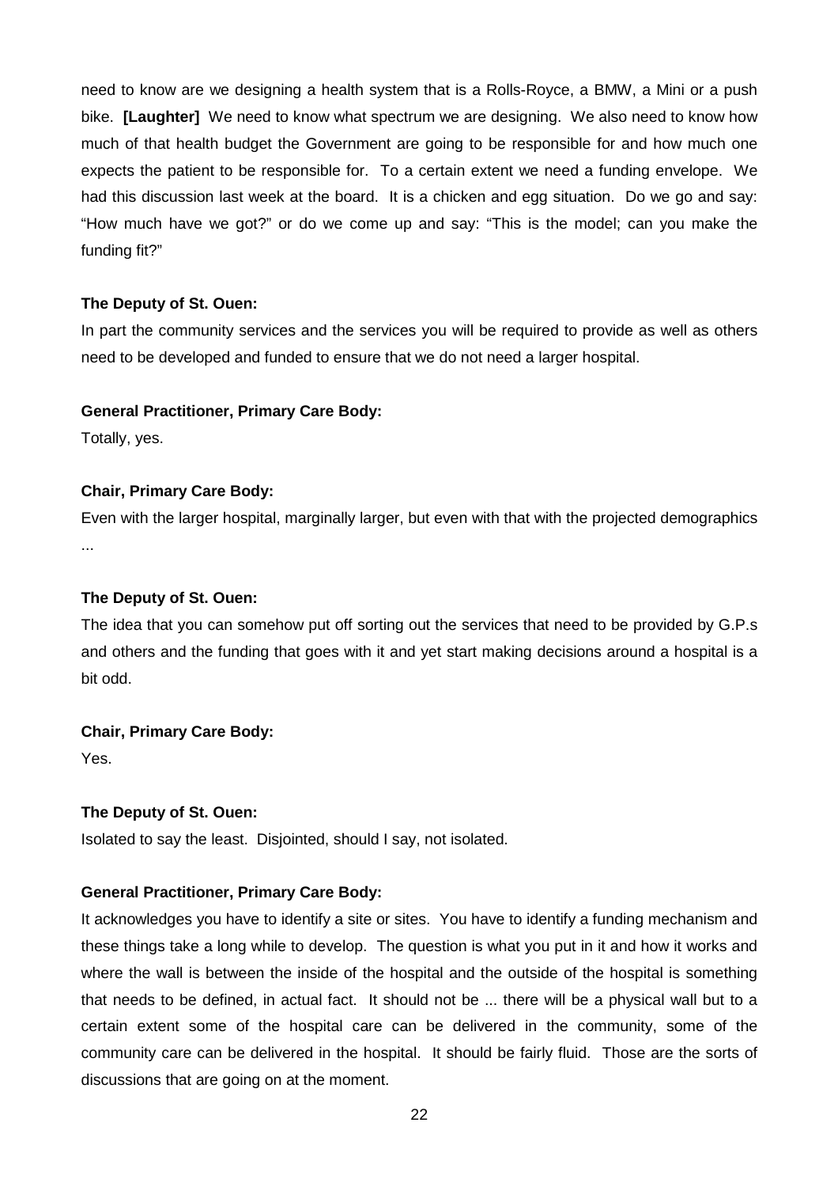need to know are we designing a health system that is a Rolls-Royce, a BMW, a Mini or a push bike. **[Laughter]** We need to know what spectrum we are designing. We also need to know how much of that health budget the Government are going to be responsible for and how much one expects the patient to be responsible for. To a certain extent we need a funding envelope. We had this discussion last week at the board. It is a chicken and egg situation. Do we go and say: "How much have we got?" or do we come up and say: "This is the model; can you make the funding fit?"

**The Deputy of St. Ouen:**

In part the community services and the services you will be required to provide as well as others need to be developed and funded to ensure that we do not need a larger hospital.

**General Practitioner, Primary Care Body:**

Totally, yes.

**Chair, Primary Care Body:**

Even with the larger hospital, marginally larger, but even with that with the projected demographics ...

**The Deputy of St. Ouen:**

The idea that you can somehow put off sorting out the services that need to be provided by G.P.s and others and the funding that goes with it and yet start making decisions around a hospital is a bit odd.

**Chair, Primary Care Body:**

Yes.

**The Deputy of St. Ouen:**

Isolated to say the least. Disjointed, should I say, not isolated.

**General Practitioner, Primary Care Body:**

It acknowledges you have to identify a site or sites. You have to identify a funding mechanism and these things take a long while to develop. The question is what you put in it and how it works and where the wall is between the inside of the hospital and the outside of the hospital is something that needs to be defined, in actual fact. It should not be ... there will be a physical wall but to a certain extent some of the hospital care can be delivered in the community, some of the community care can be delivered in the hospital. It should be fairly fluid. Those are the sorts of discussions that are going on at the moment.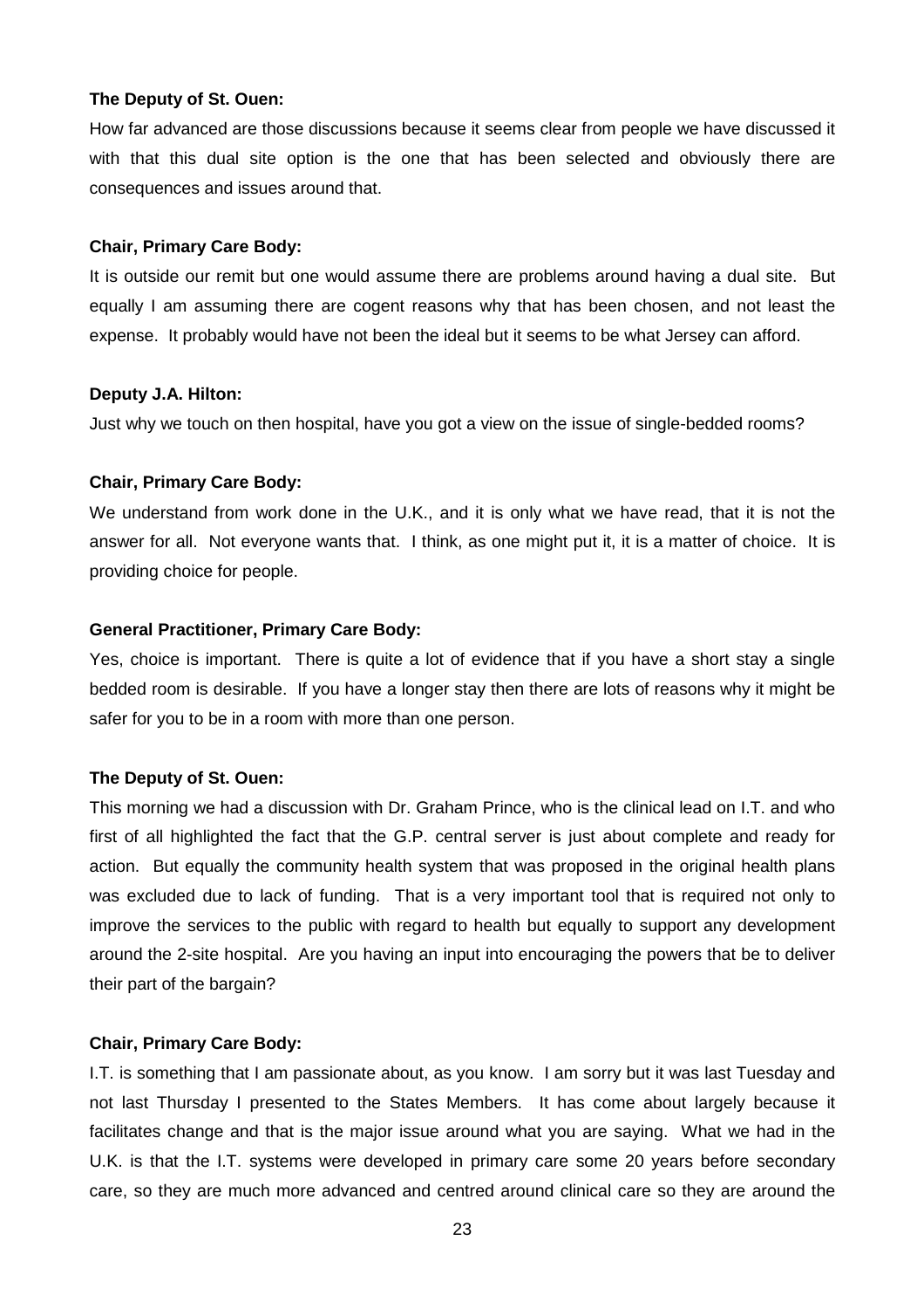**The Deputy of St. Ouen:**

How far advanced are those discussions because it seems clear from people we have discussed it with that this dual site option is the one that has been selected and obviously there are consequences and issues around that.

**Chair, Primary Care Body:**

It is outside our remit but one would assume there are problems around having a dual site. But equally I am assuming there are cogent reasons why that has been chosen, and not least the expense. It probably would have not been the ideal but it seems to be what Jersey can afford.

**Deputy J.A. Hilton:**

Just why we touch on then hospital, have you got a view on the issue of single-bedded rooms?

**Chair, Primary Care Body:**

We understand from work done in the U.K., and it is only what we have read, that it is not the answer for all. Not everyone wants that. I think, as one might put it, it is a matter of choice. It is providing choice for people.

**General Practitioner, Primary Care Body:**

Yes, choice is important. There is quite a lot of evidence that if you have a short stay a single bedded room is desirable. If you have a longer stay then there are lots of reasons why it might be safer for you to be in a room with more than one person.

**The Deputy of St. Ouen:**

This morning we had a discussion with Dr. Graham Prince, who is the clinical lead on I.T. and who first of all highlighted the fact that the G.P. central server is just about complete and ready for action. But equally the community health system that was proposed in the original health plans was excluded due to lack of funding. That is a very important tool that is required not only to improve the services to the public with regard to health but equally to support any development around the 2-site hospital. Are you having an input into encouraging the powers that be to deliver their part of the bargain?

**Chair, Primary Care Body:**

I.T. is something that I am passionate about, as you know. I am sorry but it was last Tuesday and not last Thursday I presented to the States Members. It has come about largely because it facilitates change and that is the major issue around what you are saying. What we had in the U.K. is that the I.T. systems were developed in primary care some 20 years before secondary care, so they are much more advanced and centred around clinical care so they are around the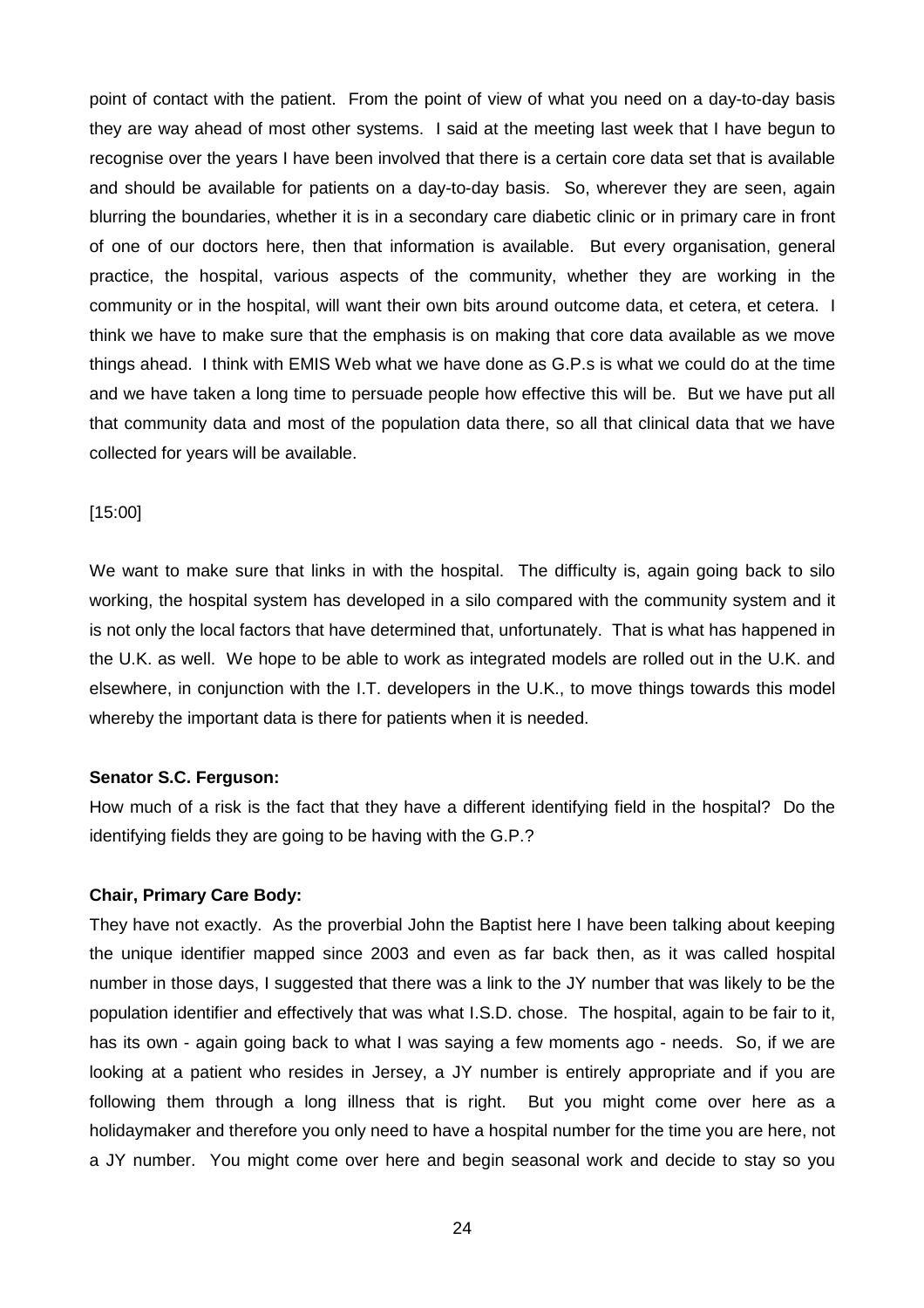point of contact with the patient. From the point of view of what you need on a day-to-day basis they are way ahead of most other systems. I said at the meeting last week that I have begun to recognise over the years I have been involved that there is a certain core data set that is available and should be available for patients on a day-to-day basis. So, wherever they are seen, again blurring the boundaries, whether it is in a secondary care diabetic clinic or in primary care in front of one of our doctors here, then that information is available. But every organisation, general practice, the hospital, various aspects of the community, whether they are working in the community or in the hospital, will want their own bits around outcome data, et cetera, et cetera. I think we have to make sure that the emphasis is on making that core data available as we move things ahead. I think with EMIS Web what we have done as G.P.s is what we could do at the time and we have taken a long time to persuade people how effective this will be. But we have put all that community data and most of the population data there, so all that clinical data that we have collected for years will be available.

[15:00]

We want to make sure that links in with the hospital. The difficulty is, again going back to silo working, the hospital system has developed in a silo compared with the community system and it is not only the local factors that have determined that, unfortunately. That is what has happened in the U.K. as well. We hope to be able to work as integrated models are rolled out in the U.K. and elsewhere, in conjunction with the I.T. developers in the U.K., to move things towards this model whereby the important data is there for patients when it is needed.

**Senator S.C. Ferguson:**

How much of a risk is the fact that they have a different identifying field in the hospital? Do the identifying fields they are going to be having with the G.P.?

**Chair, Primary Care Body:**

They have not exactly. As the proverbial John the Baptist here I have been talking about keeping the unique identifier mapped since 2003 and even as far back then, as it was called hospital number in those days, I suggested that there was a link to the JY number that was likely to be the population identifier and effectively that was what I.S.D. chose. The hospital, again to be fair to it, has its own - again going back to what I was saying a few moments ago - needs. So, if we are looking at a patient who resides in Jersey, a JY number is entirely appropriate and if you are following them through a long illness that is right. But you might come over here as a holidaymaker and therefore you only need to have a hospital number for the time you are here, not a JY number. You might come over here and begin seasonal work and decide to stay so you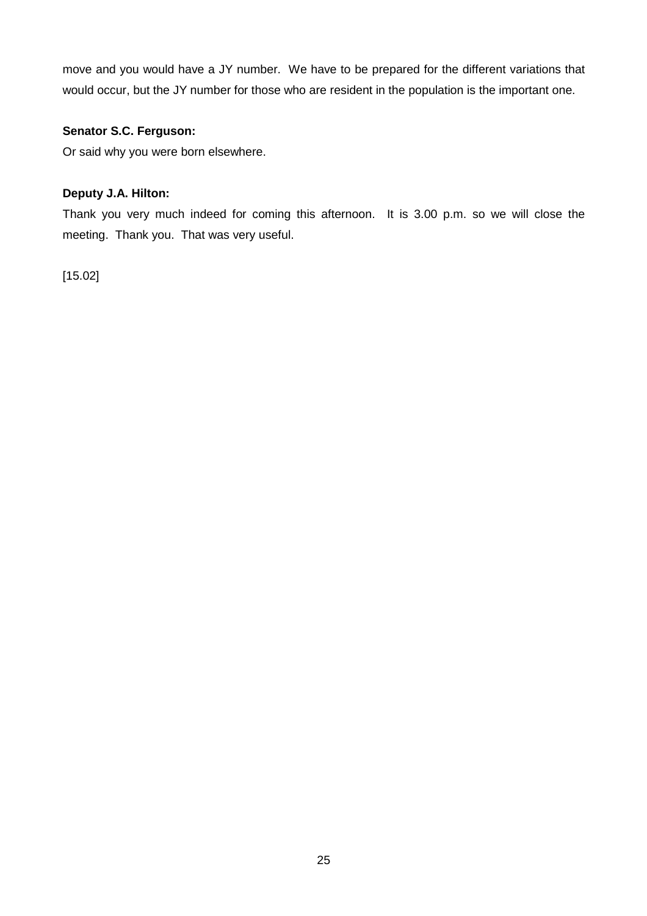move and you would have a JY number. We have to be prepared for the different variations that would occur, but the JY number for those who are resident in the population is the important one.

**Senator S.C. Ferguson:**

Or said why you were born elsewhere.

**Deputy J.A. Hilton:**

Thank you very much indeed for coming this afternoon. It is 3.00 p.m. so we will close the meeting. Thank you. That was very useful.

[15.02]